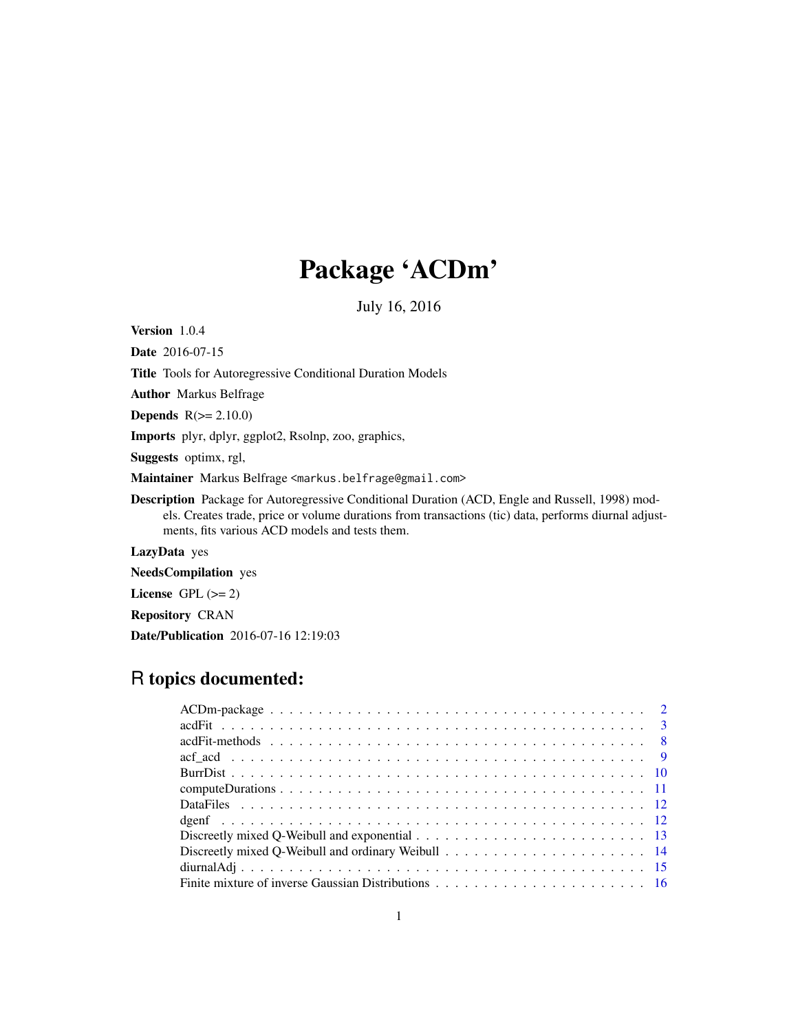# Package 'ACDm'

July 16, 2016

**Version** 1.0.4

**Date** 2016-07-15

**Title** Tools for Autoregressive Conditional Duration Models

**Author** Markus Belfrage

**Depends** R(>= 2.10.0)

**Imports** plyr, dplyr, ggplot2, Rsolnp, zoo, graphics,

**Suggests** optimx, rgl,

**Maintainer** Markus Belfrage <markus.belfrage@gmail.com>

**Description** Package for Autoregressive Conditional Duration (ACD, Engle and Russell, 1998) models. Creates trade, price or volume durations from transactions (tic) data, performs diurnal adjustments, fits various ACD models and tests them.

**LazyData** yes

**NeedsCompilation** yes

**License** GPL (>= 2)

**Repository** CRAN

**Date/Publication** 2016-07-16 12:19:03

## R topics documented:

| | |
|---|---|
| ACDm-package | 2 |
| acdFit | 3 |
| acdFit-methods | 8 |
| acf_acd | 9 |
| BurrDist | 10 |
| computeDurations | 11 |
| DataFiles | 12 |
| dgenf | 12 |
| Discreetly mixed Q-Weibull and exponential | 13 |
| Discreetly mixed Q-Weibull and ordinary Weibull | 14 |
| diurnalAdj | 15 |
| Finite mixture of inverse Gaussian Distributions | 16 |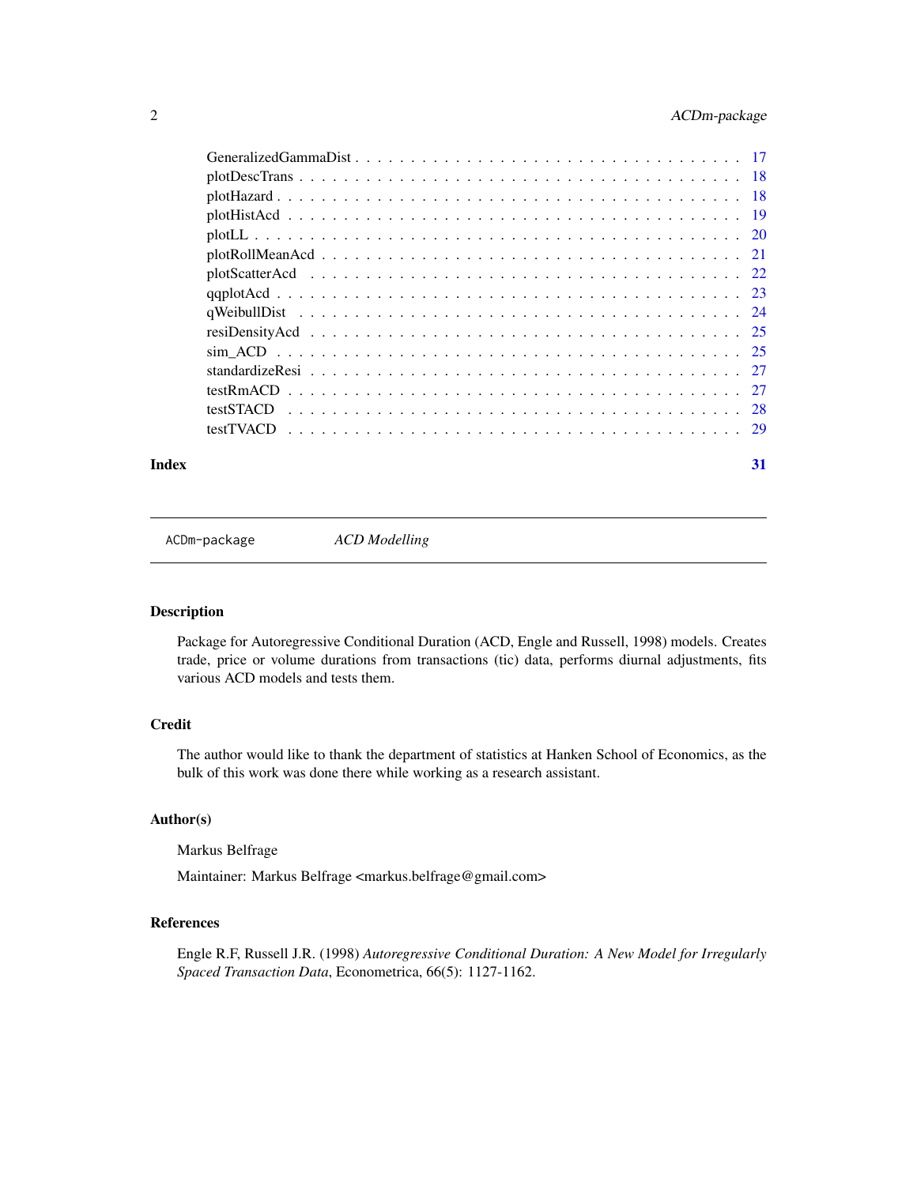GeneralizedGammaDist . . . . . . . . . . . . . . . . . . . . . . . . . . . . . . . . . . 17
plotDescTrans . . . . . . . . . . . . . . . . . . . . . . . . . . . . . . . . . . . . . . 18
plotHazard . . . . . . . . . . . . . . . . . . . . . . . . . . . . . . . . . . . . . . . 18
plotHistAcd . . . . . . . . . . . . . . . . . . . . . . . . . . . . . . . . . . . . . . . 19
plotLL . . . . . . . . . . . . . . . . . . . . . . . . . . . . . . . . . . . . . . . . . 20
plotRollMeanAcd . . . . . . . . . . . . . . . . . . . . . . . . . . . . . . . . . . . . 21
plotScatterAcd . . . . . . . . . . . . . . . . . . . . . . . . . . . . . . . . . . . . . 22
qqplotAcd . . . . . . . . . . . . . . . . . . . . . . . . . . . . . . . . . . . . . . . 23
qWeibullDist . . . . . . . . . . . . . . . . . . . . . . . . . . . . . . . . . . . . . . 24
resiDensityAcd . . . . . . . . . . . . . . . . . . . . . . . . . . . . . . . . . . . . . 25
sim_ACD . . . . . . . . . . . . . . . . . . . . . . . . . . . . . . . . . . . . . . . . 25
standardizeResi . . . . . . . . . . . . . . . . . . . . . . . . . . . . . . . . . . . . . 27
testRmACD . . . . . . . . . . . . . . . . . . . . . . . . . . . . . . . . . . . . . . . 27
testSTACD . . . . . . . . . . . . . . . . . . . . . . . . . . . . . . . . . . . . . . . 28
testTVACD . . . . . . . . . . . . . . . . . . . . . . . . . . . . . . . . . . . . . . . 29

**Index** **31**

---

ACDm-package *ACD Modelling*

---

## Description

Package for Autoregressive Conditional Duration (ACD, Engle and Russell, 1998) models. Creates trade, price or volume durations from transactions (tic) data, performs diurnal adjustments, fits various ACD models and tests them.

## Credit

The author would like to thank the department of statistics at Hanken School of Economics, as the bulk of this work was done there while working as a research assistant.

## Author(s)

Markus Belfrage

Maintainer: Markus Belfrage <markus.belfrage@gmail.com>

## References

Engle R.F, Russell J.R. (1998) *Autoregressive Conditional Duration: A New Model for Irregularly Spaced Transaction Data*, Econometrica, 66(5): 1127-1162.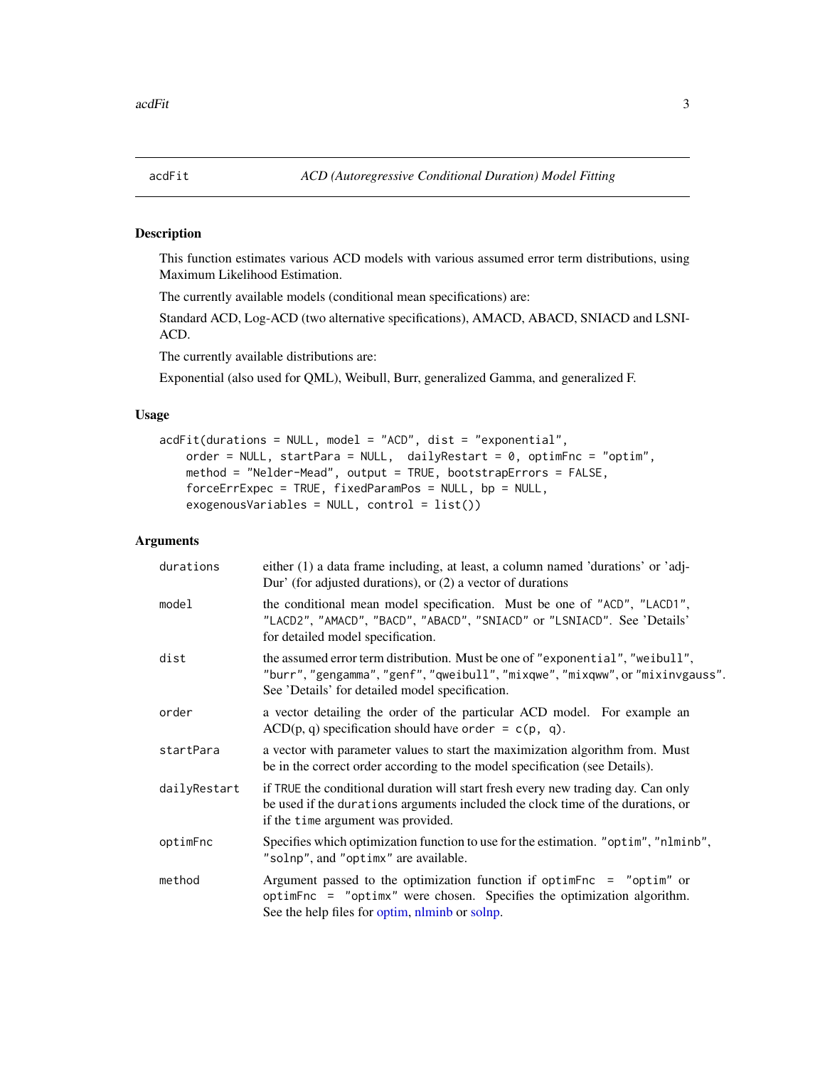## acdFit — ACD (Autoregressive Conditional Duration) Model Fitting

### Description

This function estimates various ACD models with various assumed error term distributions, using Maximum Likelihood Estimation.

The currently available models (conditional mean specifications) are:

Standard ACD, Log-ACD (two alternative specifications), AMACD, ABACD, SNIACD and LSNI-ACD.

The currently available distributions are:

Exponential (also used for QML), Weibull, Burr, generalized Gamma, and generalized F.

### Usage

```
acdFit(durations = NULL, model = "ACD", dist = "exponential",
    order = NULL, startPara = NULL,  dailyRestart = 0, optimFnc = "optim",
    method = "Nelder-Mead", output = TRUE, bootstrapErrors = FALSE,
    forceErrExpec = TRUE, fixedParamPos = NULL, bp = NULL,
    exogenousVariables = NULL, control = list())
```

### Arguments

| | |
|---|---|
| `durations` | either (1) a data frame including, at least, a column named 'durations' or 'adjDur' (for adjusted durations), or (2) a vector of durations |
| `model` | the conditional mean model specification. Must be one of `"ACD"`, `"LACD1"`, `"LACD2"`, `"AMACD"`, `"BACD"`, `"ABACD"`, `"SNIACD"` or `"LSNIACD"`. See 'Details' for detailed model specification. |
| `dist` | the assumed error term distribution. Must be one of `"exponential"`, `"weibull"`, `"burr"`, `"gengamma"`, `"genf"`, `"qweibull"`, `"mixqwe"`, `"mixqww"`, or `"mixinvgauss"`. See 'Details' for detailed model specification. |
| `order` | a vector detailing the order of the particular ACD model. For example an ACD(p, q) specification should have `order = c(p, q)`. |
| `startPara` | a vector with parameter values to start the maximization algorithm from. Must be in the correct order according to the model specification (see Details). |
| `dailyRestart` | if `TRUE` the conditional duration will start fresh every new trading day. Can only be used if the `durations` arguments included the clock time of the durations, or if the `time` argument was provided. |
| `optimFnc` | Specifies which optimization function to use for the estimation. `"optim"`, `"nlminb"`, `"solnp"`, and `"optimx"` are available. |
| `method` | Argument passed to the optimization function if `optimFnc = "optim"` or `optimFnc = "optimx"` were chosen. Specifies the optimization algorithm. See the help files for optim, nlminb or solnp. |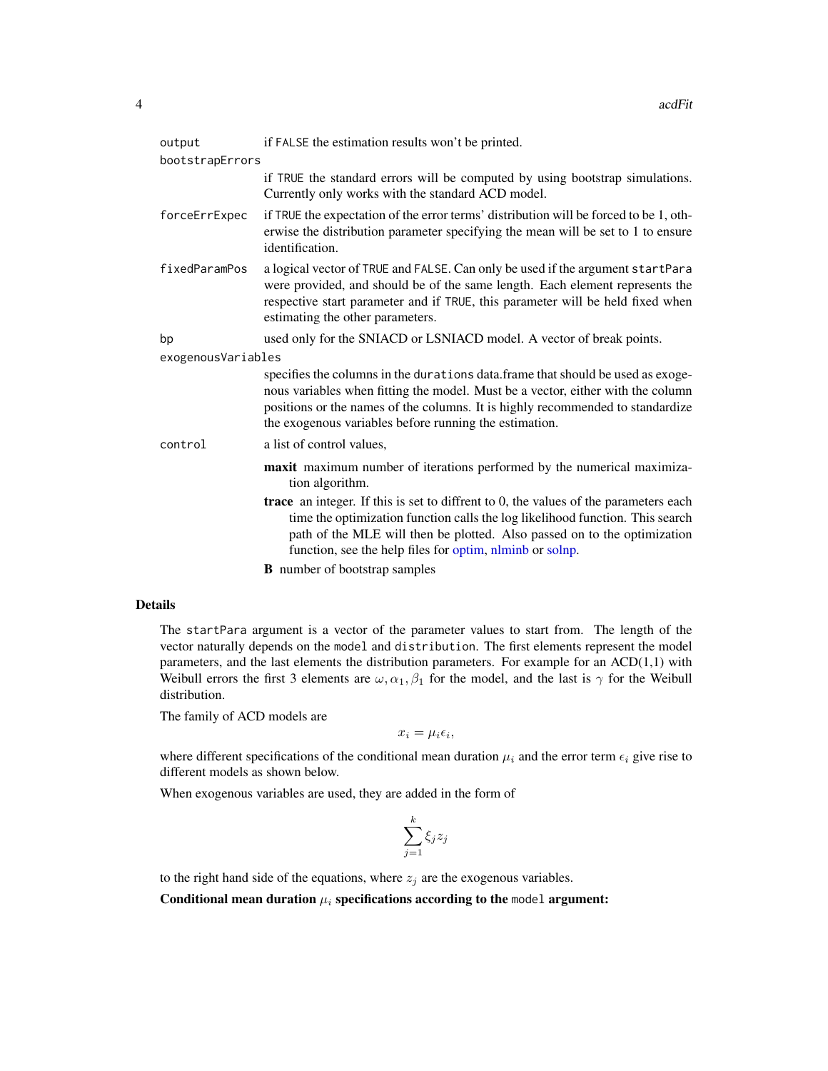`output` if FALSE the estimation results won't be printed.

`bootstrapErrors`
if TRUE the standard errors will be computed by using bootstrap simulations. Currently only works with the standard ACD model.

`forceErrExpec` if TRUE the expectation of the error terms' distribution will be forced to be 1, otherwise the distribution parameter specifying the mean will be set to 1 to ensure identification.

`fixedParamPos` a logical vector of TRUE and FALSE. Can only be used if the argument `startPara` were provided, and should be of the same length. Each element represents the respective start parameter and if TRUE, this parameter will be held fixed when estimating the other parameters.

`bp` used only for the SNIACD or LSNIACD model. A vector of break points.

`exogenousVariables`
specifies the columns in the `durations` data.frame that should be used as exogenous variables when fitting the model. Must be a vector, either with the column positions or the names of the columns. It is highly recommended to standardize the exogenous variables before running the estimation.

`control` a list of control values,

- **maxit** maximum number of iterations performed by the numerical maximization algorithm.
- **trace** an integer. If this is set to diffrent to 0, the values of the parameters each time the optimization function calls the log likelihood function. This search path of the MLE will then be plotted. Also passed on to the optimization function, see the help files for optim, nlminb or solnp.
- **B** number of bootstrap samples

## Details

The `startPara` argument is a vector of the parameter values to start from. The length of the vector naturally depends on the `model` and `distribution`. The first elements represent the model parameters, and the last elements the distribution parameters. For example for an ACD(1,1) with Weibull errors the first 3 elements are $\omega, \alpha_1, \beta_1$ for the model, and the last is $\gamma$ for the Weibull distribution.

The family of ACD models are

$$x_i = \mu_i \epsilon_i,$$

where different specifications of the conditional mean duration $\mu_i$ and the error term $\epsilon_i$ give rise to different models as shown below.

When exogenous variables are used, they are added in the form of

$$\sum_{j=1}^{k} \xi_j z_j$$

to the right hand side of the equations, where $z_j$ are the exogenous variables.

**Conditional mean duration $\mu_i$ specifications according to the `model` argument:**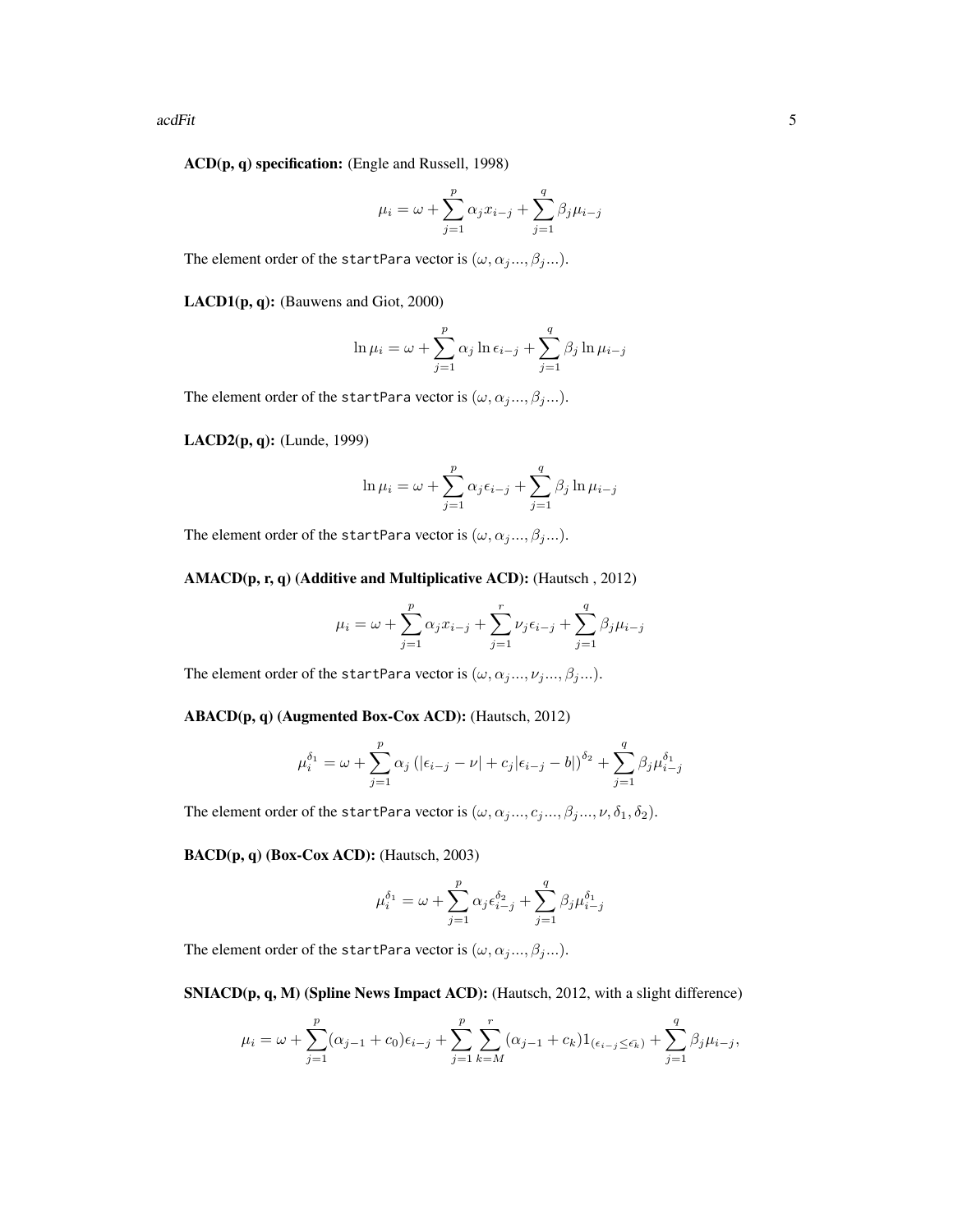**ACD(p, q) specification:** (Engle and Russell, 1998)

$$\mu_i = \omega + \sum_{j=1}^{p} \alpha_j x_{i-j} + \sum_{j=1}^{q} \beta_j \mu_{i-j}$$

The element order of the `startPara` vector is $(\omega, \alpha_j..., \beta_j...)$.

**LACD1(p, q):** (Bauwens and Giot, 2000)

$$\ln \mu_i = \omega + \sum_{j=1}^{p} \alpha_j \ln \epsilon_{i-j} + \sum_{j=1}^{q} \beta_j \ln \mu_{i-j}$$

The element order of the `startPara` vector is $(\omega, \alpha_j..., \beta_j...)$.

**LACD2(p, q):** (Lunde, 1999)

$$\ln \mu_i = \omega + \sum_{j=1}^{p} \alpha_j \epsilon_{i-j} + \sum_{j=1}^{q} \beta_j \ln \mu_{i-j}$$

The element order of the `startPara` vector is $(\omega, \alpha_j..., \beta_j...)$.

**AMACD(p, r, q) (Additive and Multiplicative ACD):** (Hautsch , 2012)

$$\mu_i = \omega + \sum_{j=1}^{p} \alpha_j x_{i-j} + \sum_{j=1}^{r} \nu_j \epsilon_{i-j} + \sum_{j=1}^{q} \beta_j \mu_{i-j}$$

The element order of the `startPara` vector is $(\omega, \alpha_j..., \nu_j..., \beta_j...)$.

**ABACD(p, q) (Augmented Box-Cox ACD):** (Hautsch, 2012)

$$\mu_i^{\delta_1} = \omega + \sum_{j=1}^{p} \alpha_j \left(|\epsilon_{i-j} - \nu| + c_j |\epsilon_{i-j} - b|\right)^{\delta_2} + \sum_{j=1}^{q} \beta_j \mu_{i-j}^{\delta_1}$$

The element order of the `startPara` vector is $(\omega, \alpha_j..., c_j..., \beta_j..., \nu, \delta_1, \delta_2)$.

**BACD(p, q) (Box-Cox ACD):** (Hautsch, 2003)

$$\mu_i^{\delta_1} = \omega + \sum_{j=1}^{p} \alpha_j \epsilon_{i-j}^{\delta_2} + \sum_{j=1}^{q} \beta_j \mu_{i-j}^{\delta_1}$$

The element order of the `startPara` vector is $(\omega, \alpha_j..., \beta_j...)$.

**SNIACD(p, q, M) (Spline News Impact ACD):** (Hautsch, 2012, with a slight difference)

$$\mu_i = \omega + \sum_{j=1}^{p} (\alpha_{j-1} + c_0) \epsilon_{i-j} + \sum_{j=1}^{p} \sum_{k=M}^{r} (\alpha_{j-1} + c_k) 1_{(\epsilon_{i-j} \leq \bar{\epsilon_k})} + \sum_{j=1}^{q} \beta_j \mu_{i-j},$$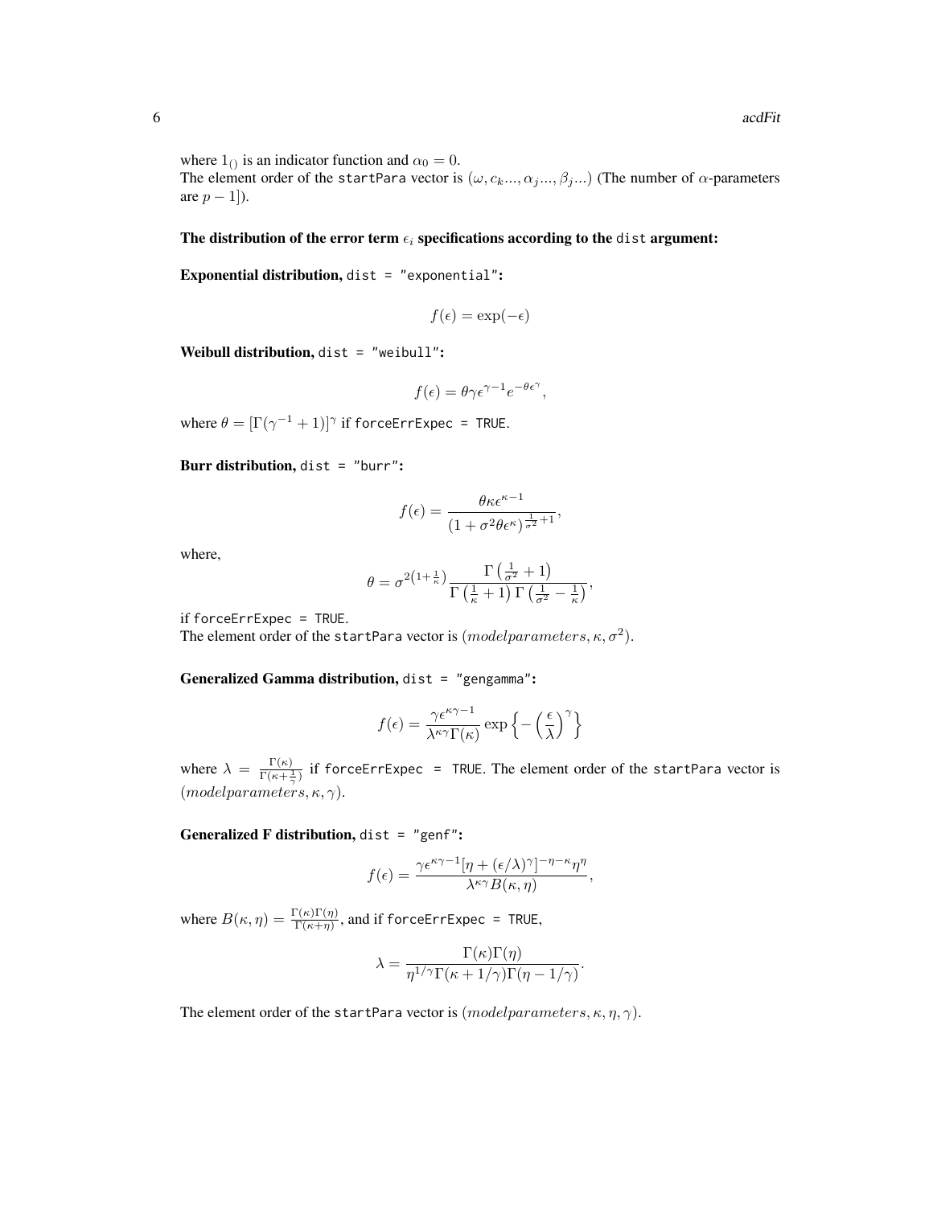where $1_{()}$ is an indicator function and $\alpha_0 = 0$.
The element order of the `startPara` vector is $(\omega, c_k..., \alpha_j..., \beta_j...)$ (The number of $\alpha$-parameters are $p-1$]).

**The distribution of the error term $\epsilon_i$ specifications according to the `dist` argument:**

**Exponential distribution,** `dist = "exponential"`**:**

$$f(\epsilon) = \exp(-\epsilon)$$

**Weibull distribution,** `dist = "weibull"`**:**

$$f(\epsilon) = \theta\gamma\epsilon^{\gamma-1}e^{-\theta\epsilon^{\gamma}},$$

where $\theta = [\Gamma(\gamma^{-1}+1)]^{\gamma}$ if `forceErrExpec = TRUE`.

**Burr distribution,** `dist = "burr"`**:**

$$f(\epsilon) = \frac{\theta\kappa\epsilon^{\kappa-1}}{(1+\sigma^2\theta\epsilon^{\kappa})^{\frac{1}{\sigma^2}+1}},$$

where,

$$\theta = \sigma^{2\left(1+\frac{1}{\kappa}\right)}\frac{\Gamma\left(\frac{1}{\sigma^2}+1\right)}{\Gamma\left(\frac{1}{\kappa}+1\right)\Gamma\left(\frac{1}{\sigma^2}-\frac{1}{\kappa}\right)},$$

if `forceErrExpec = TRUE`.
The element order of the `startPara` vector is $(modelparameters, \kappa, \sigma^2)$.

**Generalized Gamma distribution,** `dist = "gengamma"`**:**

$$f(\epsilon) = \frac{\gamma\epsilon^{\kappa\gamma-1}}{\lambda^{\kappa\gamma}\Gamma(\kappa)}\exp\left\{-\left(\frac{\epsilon}{\lambda}\right)^{\gamma}\right\}$$

where $\lambda = \frac{\Gamma(\kappa)}{\Gamma(\kappa+\frac{1}{\gamma})}$ if `forceErrExpec = TRUE`. The element order of the `startPara` vector is $(modelparameters, \kappa, \gamma)$.

**Generalized F distribution,** `dist = "genf"`**:**

$$f(\epsilon) = \frac{\gamma\epsilon^{\kappa\gamma-1}[\eta+(\epsilon/\lambda)^{\gamma}]^{-\eta-\kappa}\eta^{\eta}}{\lambda^{\kappa\gamma}B(\kappa,\eta)},$$

where $B(\kappa,\eta) = \frac{\Gamma(\kappa)\Gamma(\eta)}{\Gamma(\kappa+\eta)}$, and if `forceErrExpec = TRUE`,

$$\lambda = \frac{\Gamma(\kappa)\Gamma(\eta)}{\eta^{1/\gamma}\Gamma(\kappa+1/\gamma)\Gamma(\eta-1/\gamma)}.$$

The element order of the `startPara` vector is $(modelparameters, \kappa, \eta, \gamma)$.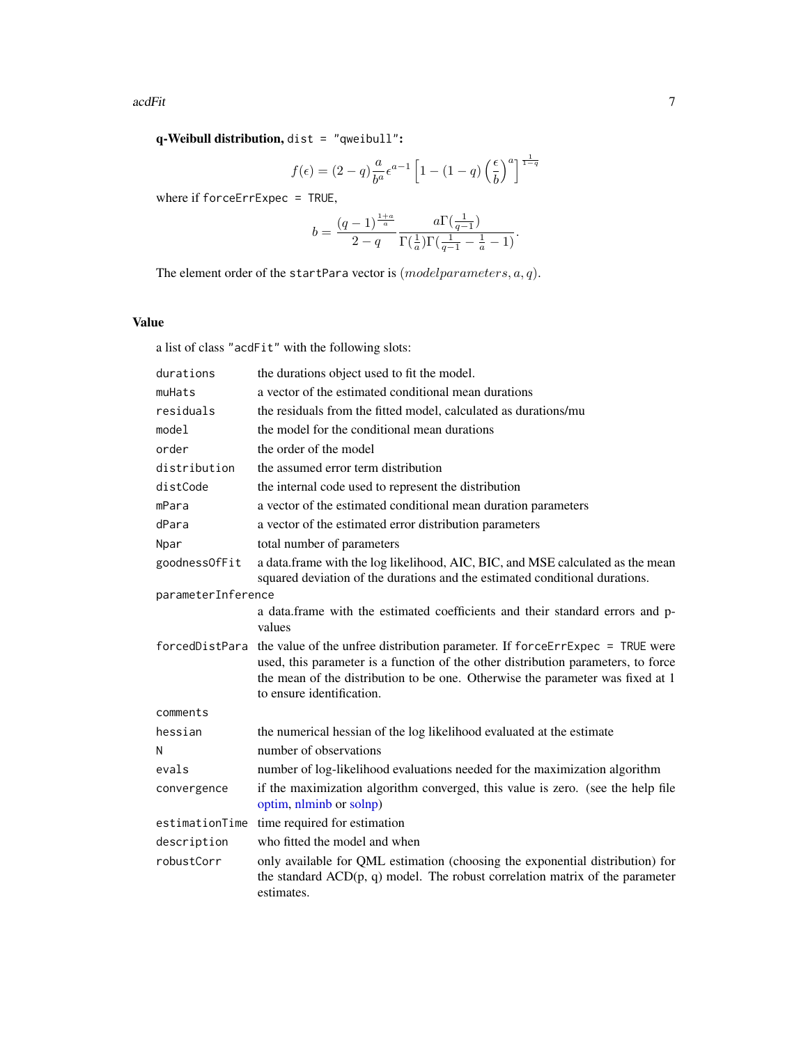**q-Weibull distribution,** `dist = "qweibull"`:

$$f(\epsilon) = (2-q)\frac{a}{b^a}\epsilon^{a-1}\left[1-(1-q)\left(\frac{\epsilon}{b}\right)^a\right]^{\frac{1}{1-q}}$$

where if `forceErrExpec = TRUE`,

$$b = \frac{(q-1)^{\frac{1+a}{a}}}{2-q}\frac{a\Gamma(\frac{1}{q-1})}{\Gamma(\frac{1}{a})\Gamma(\frac{1}{q-1}-\frac{1}{a}-1)}.$$

The element order of the `startPara` vector is $(modelparameters, a, q)$.

## Value

a list of class `"acdFit"` with the following slots:

| | |
|---|---|
| `durations` | the durations object used to fit the model. |
| `muHats` | a vector of the estimated conditional mean durations |
| `residuals` | the residuals from the fitted model, calculated as durations/mu |
| `model` | the model for the conditional mean durations |
| `order` | the order of the model |
| `distribution` | the assumed error term distribution |
| `distCode` | the internal code used to represent the distribution |
| `mPara` | a vector of the estimated conditional mean duration parameters |
| `dPara` | a vector of the estimated error distribution parameters |
| `Npar` | total number of parameters |
| `goodnessOfFit` | a data.frame with the log likelihood, AIC, BIC, and MSE calculated as the mean squared deviation of the durations and the estimated conditional durations. |
| `parameterInference` | a data.frame with the estimated coefficients and their standard errors and p-values |
| `forcedDistPara` | the value of the unfree distribution parameter. If `forceErrExpec = TRUE` were used, this parameter is a function of the other distribution parameters, to force the mean of the distribution to be one. Otherwise the parameter was fixed at 1 to ensure identification. |
| `comments` | |
| `hessian` | the numerical hessian of the log likelihood evaluated at the estimate |
| `N` | number of observations |
| `evals` | number of log-likelihood evaluations needed for the maximization algorithm |
| `convergence` | if the maximization algorithm converged, this value is zero. (see the help file optim, nlminb or solnp) |
| `estimationTime` | time required for estimation |
| `description` | who fitted the model and when |
| `robustCorr` | only available for QML estimation (choosing the exponential distribution) for the standard ACD(p, q) model. The robust correlation matrix of the parameter estimates. |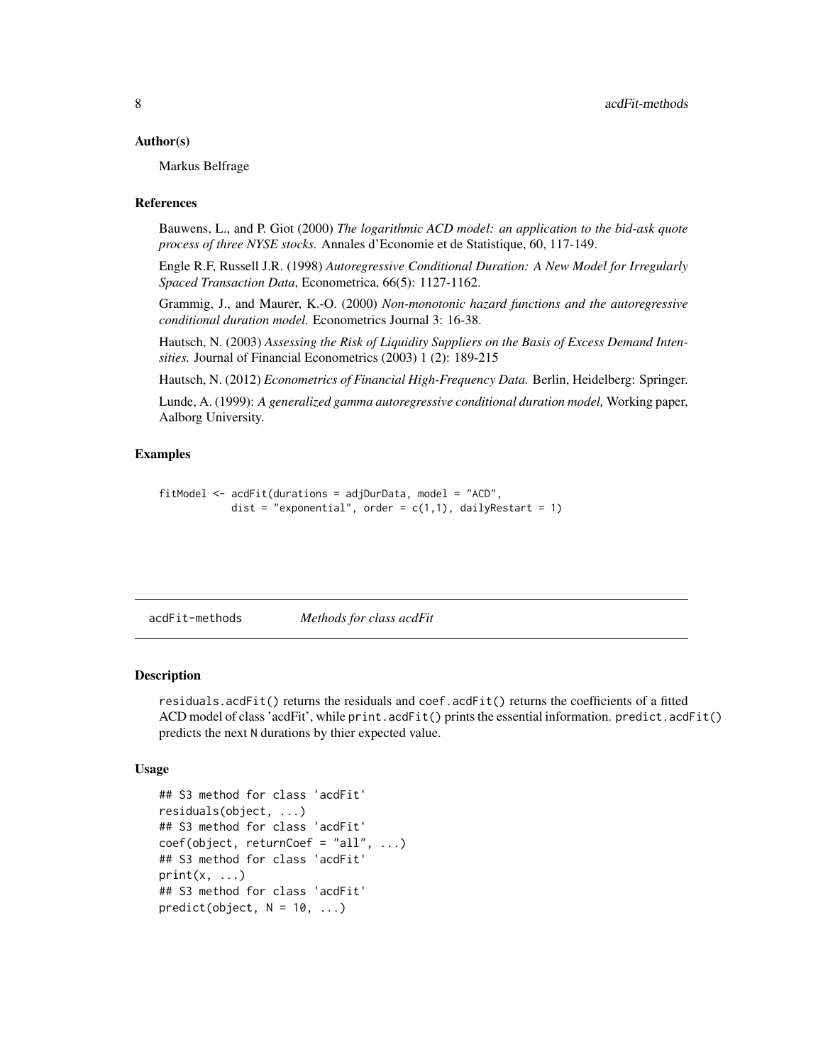### Author(s)

Markus Belfrage

### References

Bauwens, L., and P. Giot (2000) *The logarithmic ACD model: an application to the bid-ask quote process of three NYSE stocks.* Annales d'Economie et de Statistique, 60, 117-149.

Engle R.F, Russell J.R. (1998) *Autoregressive Conditional Duration: A New Model for Irregularly Spaced Transaction Data*, Econometrica, 66(5): 1127-1162.

Grammig, J., and Maurer, K.-O. (2000) *Non-monotonic hazard functions and the autoregressive conditional duration model.* Econometrics Journal 3: 16-38.

Hautsch, N. (2003) *Assessing the Risk of Liquidity Suppliers on the Basis of Excess Demand Intensities.* Journal of Financial Econometrics (2003) 1 (2): 189-215

Hautsch, N. (2012) *Econometrics of Financial High-Frequency Data.* Berlin, Heidelberg: Springer.

Lunde, A. (1999): *A generalized gamma autoregressive conditional duration model,* Working paper, Aalborg University.

### Examples

```
fitModel <- acdFit(durations = adjDurData, model = "ACD",
            dist = "exponential", order = c(1,1), dailyRestart = 1)
```

---

## acdFit-methods    *Methods for class acdFit*

### Description

residuals.acdFit() returns the residuals and coef.acdFit() returns the coefficients of a fitted ACD model of class 'acdFit', while print.acdFit() prints the essential information. predict.acdFit() predicts the next N durations by thier expected value.

### Usage

```
## S3 method for class 'acdFit'
residuals(object, ...)
## S3 method for class 'acdFit'
coef(object, returnCoef = "all", ...)
## S3 method for class 'acdFit'
print(x, ...)
## S3 method for class 'acdFit'
predict(object, N = 10, ...)
```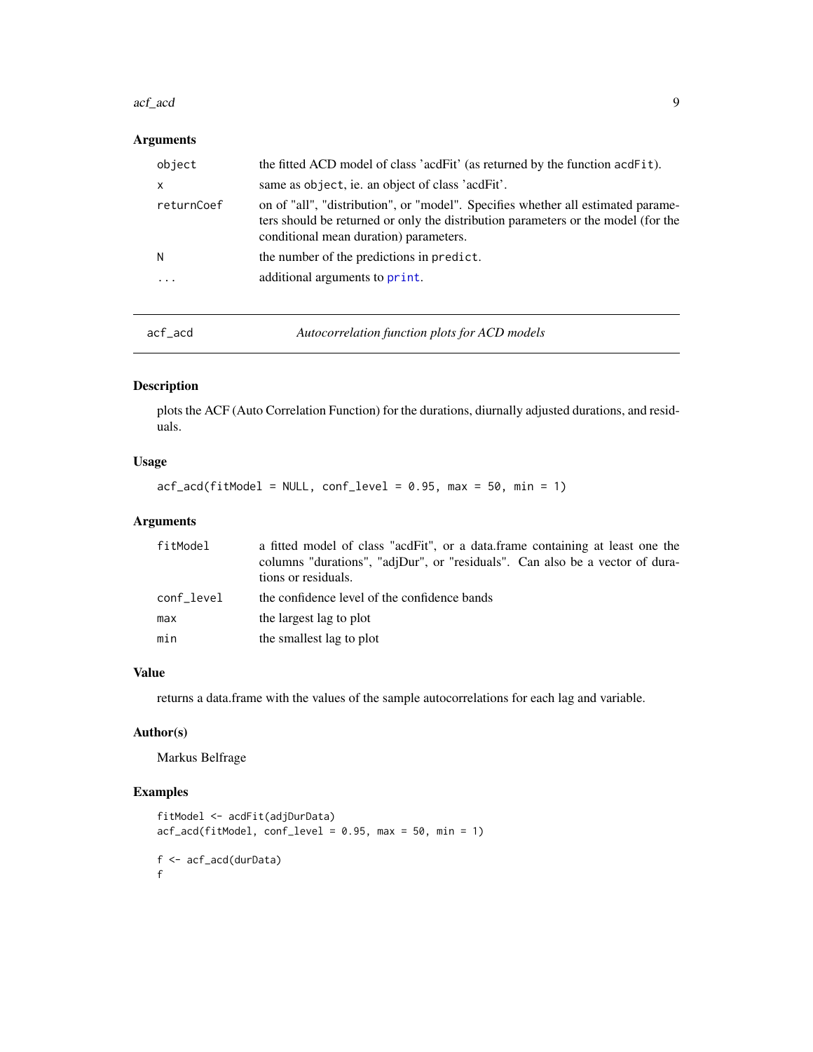### Arguments

| | |
|---|---|
| object | the fitted ACD model of class 'acdFit' (as returned by the function acdFit). |
| x | same as object, ie. an object of class 'acdFit'. |
| returnCoef | on of "all", "distribution", or "model". Specifies whether all estimated parameters should be returned or only the distribution parameters or the model (for the conditional mean duration) parameters. |
| N | the number of the predictions in predict. |
| ... | additional arguments to print. |

## acf_acd — *Autocorrelation function plots for ACD models*

### Description

plots the ACF (Auto Correlation Function) for the durations, diurnally adjusted durations, and residuals.

### Usage

```
acf_acd(fitModel = NULL, conf_level = 0.95, max = 50, min = 1)
```

### Arguments

| | |
|---|---|
| fitModel | a fitted model of class "acdFit", or a data.frame containing at least one the columns "durations", "adjDur", or "residuals". Can also be a vector of durations or residuals. |
| conf_level | the confidence level of the confidence bands |
| max | the largest lag to plot |
| min | the smallest lag to plot |

### Value

returns a data.frame with the values of the sample autocorrelations for each lag and variable.

### Author(s)

Markus Belfrage

### Examples

```
fitModel <- acdFit(adjDurData)
acf_acd(fitModel, conf_level = 0.95, max = 50, min = 1)

f <- acf_acd(durData)
f
```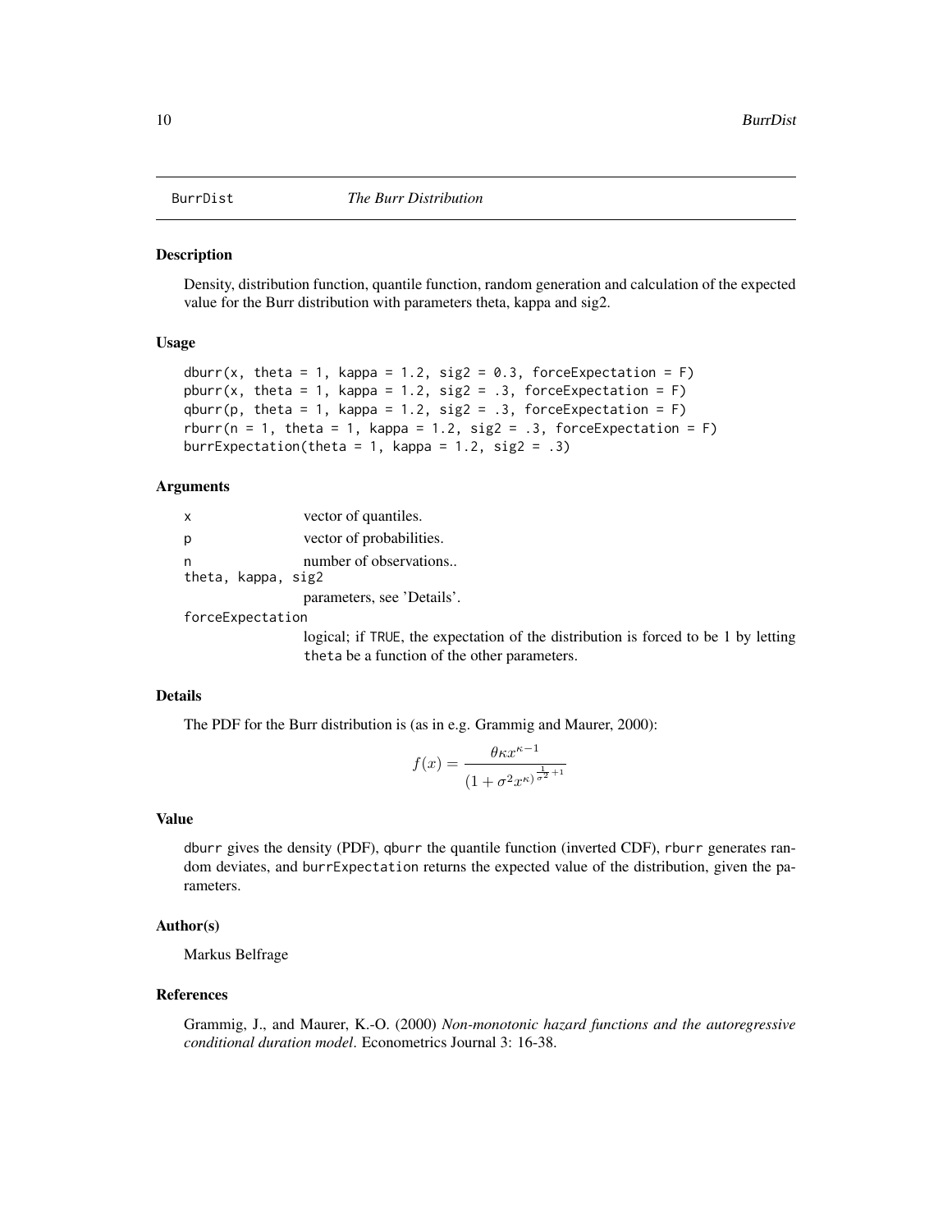BurrDist *The Burr Distribution*

## Description

Density, distribution function, quantile function, random generation and calculation of the expected value for the Burr distribution with parameters theta, kappa and sig2.

## Usage

```
dburr(x, theta = 1, kappa = 1.2, sig2 = 0.3, forceExpectation = F)
pburr(x, theta = 1, kappa = 1.2, sig2 = .3, forceExpectation = F)
qburr(p, theta = 1, kappa = 1.2, sig2 = .3, forceExpectation = F)
rburr(n = 1, theta = 1, kappa = 1.2, sig2 = .3, forceExpectation = F)
burrExpectation(theta = 1, kappa = 1.2, sig2 = .3)
```

## Arguments

| | |
|---|---|
| `x` | vector of quantiles. |
| `p` | vector of probabilities. |
| `n` | number of observations.. |
| `theta, kappa, sig2` | parameters, see 'Details'. |
| `forceExpectation` | logical; if `TRUE`, the expectation of the distribution is forced to be 1 by letting `theta` be a function of the other parameters. |

## Details

The PDF for the Burr distribution is (as in e.g. Grammig and Maurer, 2000):

$$f(x) = \frac{\theta \kappa x^{\kappa-1}}{(1 + \sigma^2 x^{\kappa})^{\frac{1}{\sigma^2}+1}}$$

## Value

`dburr` gives the density (PDF), `qburr` the quantile function (inverted CDF), `rburr` generates random deviates, and `burrExpectation` returns the expected value of the distribution, given the parameters.

## Author(s)

Markus Belfrage

## References

Grammig, J., and Maurer, K.-O. (2000) *Non-monotonic hazard functions and the autoregressive conditional duration model*. Econometrics Journal 3: 16-38.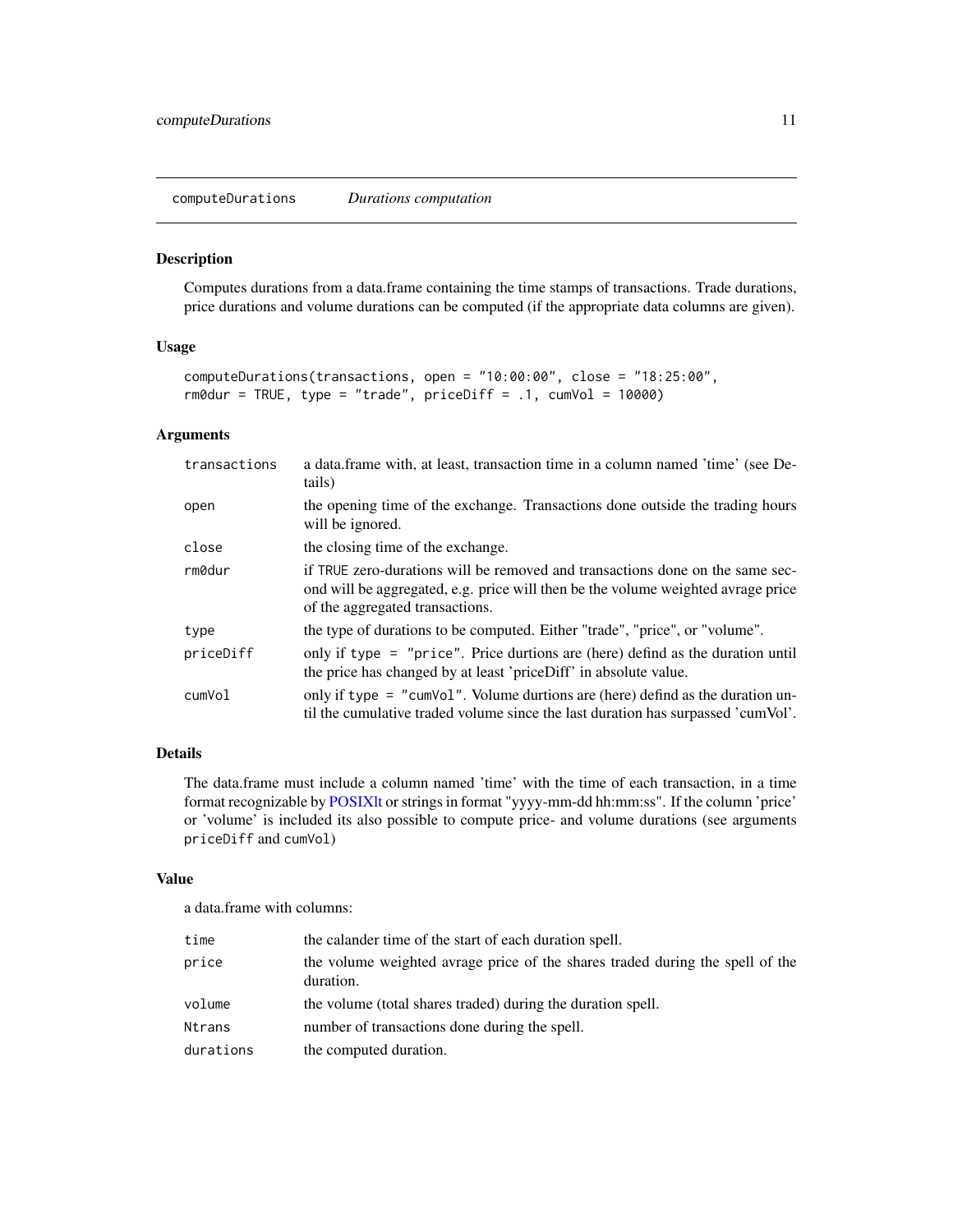## computeDurations *Durations computation*

### Description

Computes durations from a data.frame containing the time stamps of transactions. Trade durations, price durations and volume durations can be computed (if the appropriate data columns are given).

### Usage

```
computeDurations(transactions, open = "10:00:00", close = "18:25:00",
rm0dur = TRUE, type = "trade", priceDiff = .1, cumVol = 10000)
```

### Arguments

| Argument | Description |
|---|---|
| `transactions` | a data.frame with, at least, transaction time in a column named 'time' (see Details) |
| `open` | the opening time of the exchange. Transactions done outside the trading hours will be ignored. |
| `close` | the closing time of the exchange. |
| `rm0dur` | if `TRUE` zero-durations will be removed and transactions done on the same second will be aggregated, e.g. price will then be the volume weighted avrage price of the aggregated transactions. |
| `type` | the type of durations to be computed. Either "trade", "price", or "volume". |
| `priceDiff` | only if `type = "price"`. Price durtions are (here) defind as the duration until the price has changed by at least 'priceDiff' in absolute value. |
| `cumVol` | only if `type = "cumVol"`. Volume durtions are (here) defind as the duration until the cumulative traded volume since the last duration has surpassed 'cumVol'. |

### Details

The data.frame must include a column named 'time' with the time of each transaction, in a time format recognizable by POSIXlt or strings in format "yyyy-mm-dd hh:mm:ss". If the column 'price' or 'volume' is included its also possible to compute price- and volume durations (see arguments `priceDiff` and `cumVol`)

### Value

a data.frame with columns:

| Column | Description |
|---|---|
| `time` | the calander time of the start of each duration spell. |
| `price` | the volume weighted avrage price of the shares traded during the spell of the duration. |
| `volume` | the volume (total shares traded) during the duration spell. |
| `Ntrans` | number of transactions done during the spell. |
| `durations` | the computed duration. |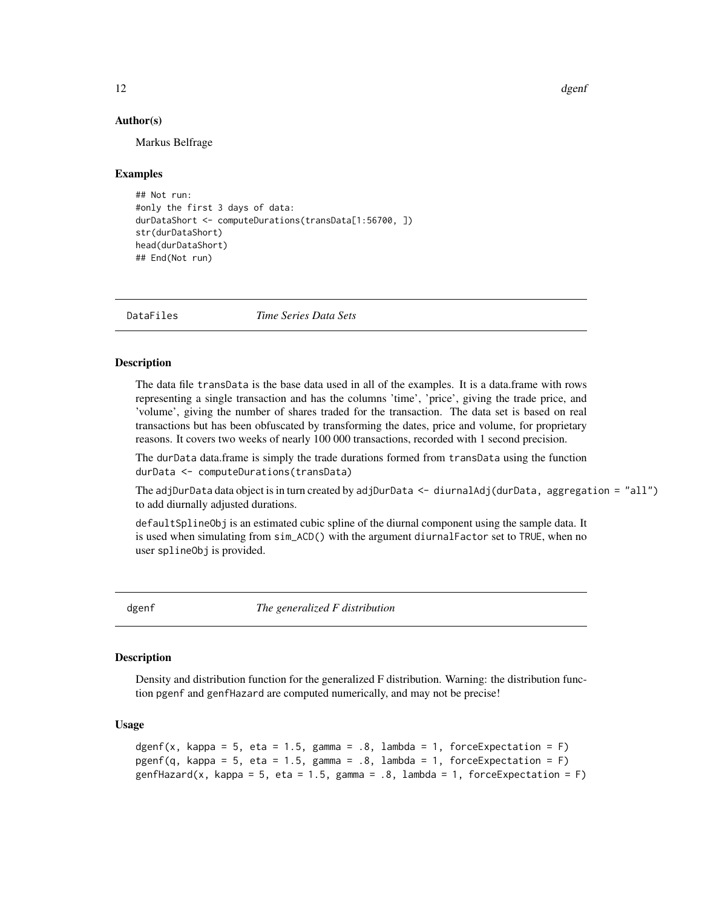### Author(s)

Markus Belfrage

### Examples

```
## Not run:
#only the first 3 days of data:
durDataShort <- computeDurations(transData[1:56700, ])
str(durDataShort)
head(durDataShort)
## End(Not run)
```

---

## DataFiles *Time Series Data Sets*

### Description

The data file transData is the base data used in all of the examples. It is a data.frame with rows representing a single transaction and has the columns 'time', 'price', giving the trade price, and 'volume', giving the number of shares traded for the transaction. The data set is based on real transactions but has been obfuscated by transforming the dates, price and volume, for proprietary reasons. It covers two weeks of nearly 100 000 transactions, recorded with 1 second precision.

The durData data.frame is simply the trade durations formed from transData using the function `durData <- computeDurations(transData)`

The adjDurData data object is in turn created by `adjDurData <- diurnalAdj(durData, aggregation = "all")` to add diurnally adjusted durations.

defaultSplineObj is an estimated cubic spline of the diurnal component using the sample data. It is used when simulating from `sim_ACD()` with the argument diurnalFactor set to TRUE, when no user splineObj is provided.

---

## dgenf *The generalized F distribution*

### Description

Density and distribution function for the generalized F distribution. Warning: the distribution function pgenf and genfHazard are computed numerically, and may not be precise!

### Usage

```
dgenf(x, kappa = 5, eta = 1.5, gamma = .8, lambda = 1, forceExpectation = F)
pgenf(q, kappa = 5, eta = 1.5, gamma = .8, lambda = 1, forceExpectation = F)
genfHazard(x, kappa = 5, eta = 1.5, gamma = .8, lambda = 1, forceExpectation = F)
```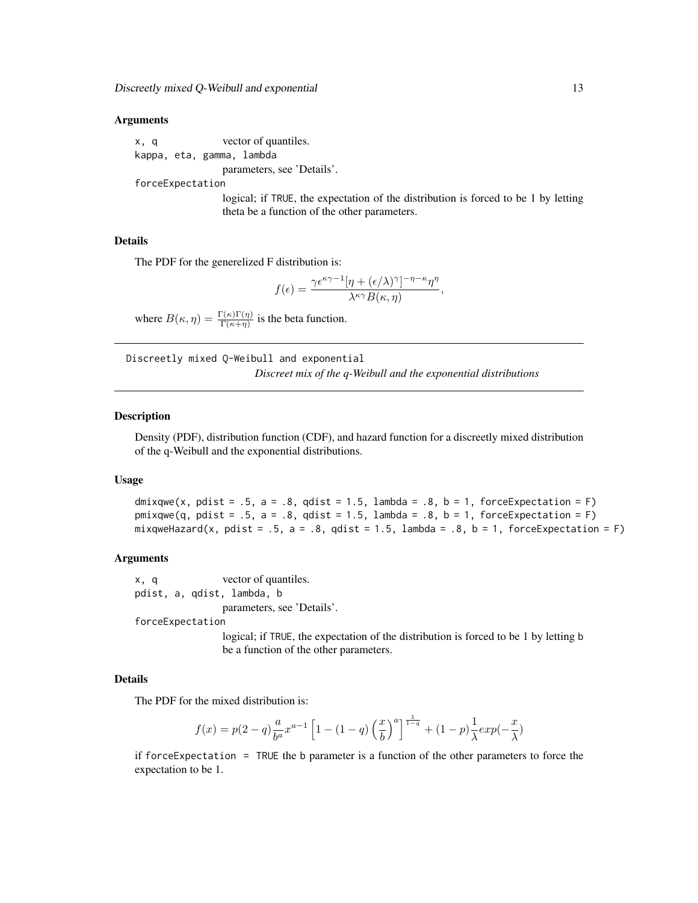### Arguments

x, q — vector of quantiles.

kappa, eta, gamma, lambda — parameters, see 'Details'.

forceExpectation — logical; if TRUE, the expectation of the distribution is forced to be 1 by letting theta be a function of the other parameters.

### Details

The PDF for the generelized F distribution is:

$$f(\epsilon) = \frac{\gamma \epsilon^{\kappa\gamma - 1}[\eta + (\epsilon/\lambda)^{\gamma}]^{-\eta-\kappa}\eta^{\eta}}{\lambda^{\kappa\gamma}B(\kappa, \eta)},$$

where $B(\kappa, \eta) = \frac{\Gamma(\kappa)\Gamma(\eta)}{\Gamma(\kappa+\eta)}$ is the beta function.

---

## Discreetly mixed Q-Weibull and exponential

*Discreet mix of the q-Weibull and the exponential distributions*

### Description

Density (PDF), distribution function (CDF), and hazard function for a discreetly mixed distribution of the q-Weibull and the exponential distributions.

### Usage

```
dmixqwe(x, pdist = .5, a = .8, qdist = 1.5, lambda = .8, b = 1, forceExpectation = F)
pmixqwe(q, pdist = .5, a = .8, qdist = 1.5, lambda = .8, b = 1, forceExpectation = F)
mixqweHazard(x, pdist = .5, a = .8, qdist = 1.5, lambda = .8, b = 1, forceExpectation = F)
```

### Arguments

x, q — vector of quantiles.

pdist, a, qdist, lambda, b — parameters, see 'Details'.

forceExpectation — logical; if TRUE, the expectation of the distribution is forced to be 1 by letting b be a function of the other parameters.

### Details

The PDF for the mixed distribution is:

$$f(x) = p(2-q)\frac{a}{b^a}x^{a-1}\left[1 - (1-q)\left(\frac{x}{b}\right)^a\right]^{\frac{1}{1-q}} + (1-p)\frac{1}{\lambda}exp(-\frac{x}{\lambda})$$

if forceExpectation = TRUE the b parameter is a function of the other parameters to force the expectation to be 1.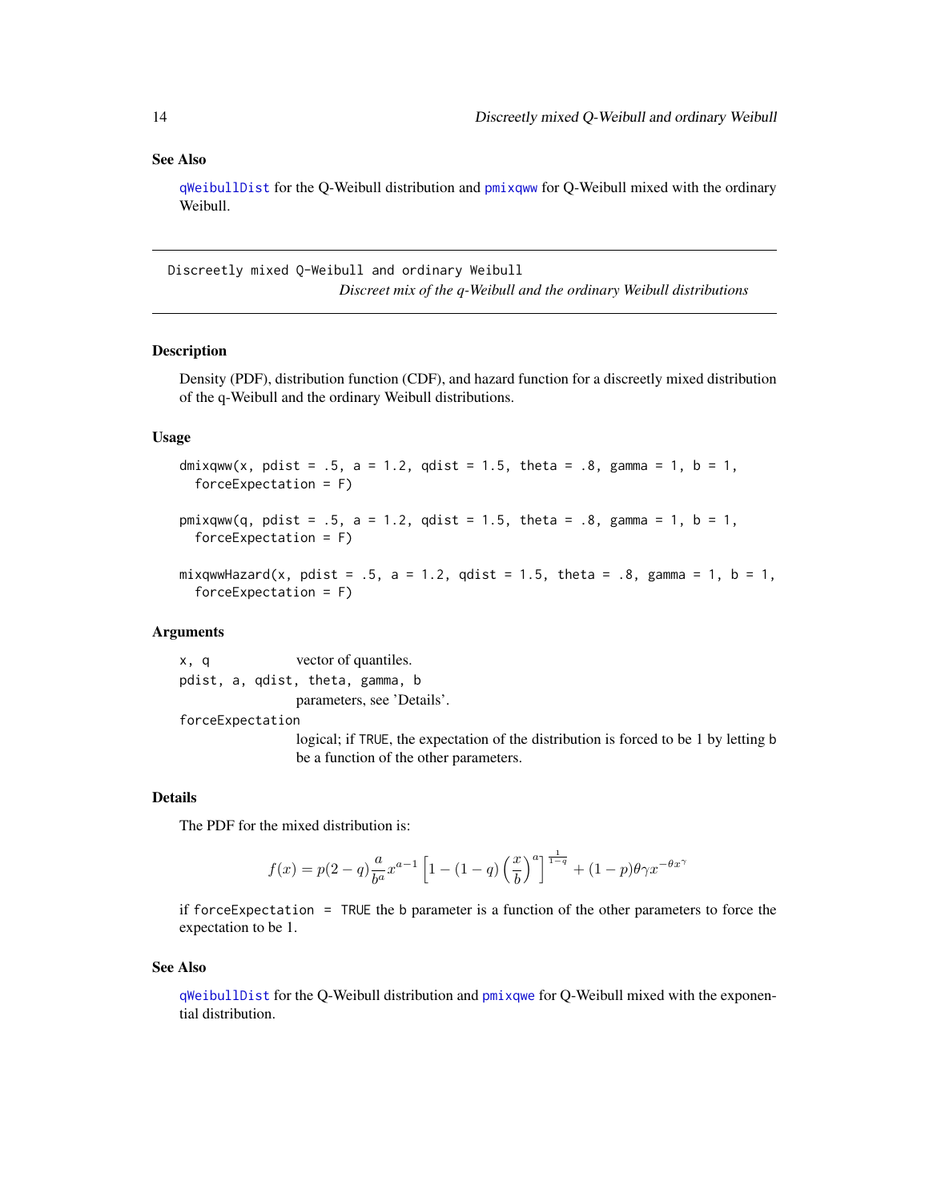### See Also

qWeibullDist for the Q-Weibull distribution and pmixqww for Q-Weibull mixed with the ordinary Weibull.

---

## Discreetly mixed Q-Weibull and ordinary Weibull

*Discreet mix of the q-Weibull and the ordinary Weibull distributions*

---

### Description

Density (PDF), distribution function (CDF), and hazard function for a discreetly mixed distribution of the q-Weibull and the ordinary Weibull distributions.

### Usage

```
dmixqww(x, pdist = .5, a = 1.2, qdist = 1.5, theta = .8, gamma = 1, b = 1,
  forceExpectation = F)

pmixqww(q, pdist = .5, a = 1.2, qdist = 1.5, theta = .8, gamma = 1, b = 1,
  forceExpectation = F)

mixqwwHazard(x, pdist = .5, a = 1.2, qdist = 1.5, theta = .8, gamma = 1, b = 1,
  forceExpectation = F)
```

### Arguments

`x, q` vector of quantiles.

`pdist, a, qdist, theta, gamma, b` parameters, see 'Details'.

`forceExpectation` logical; if `TRUE`, the expectation of the distribution is forced to be 1 by letting `b` be a function of the other parameters.

### Details

The PDF for the mixed distribution is:

$$f(x) = p(2-q)\frac{a}{b^a}x^{a-1}\left[1-(1-q)\left(\frac{x}{b}\right)^a\right]^{\frac{1}{1-q}} + (1-p)\theta\gamma x^{-\theta x^\gamma}$$

if `forceExpectation = TRUE` the `b` parameter is a function of the other parameters to force the expectation to be 1.

### See Also

qWeibullDist for the Q-Weibull distribution and pmixqwe for Q-Weibull mixed with the exponential distribution.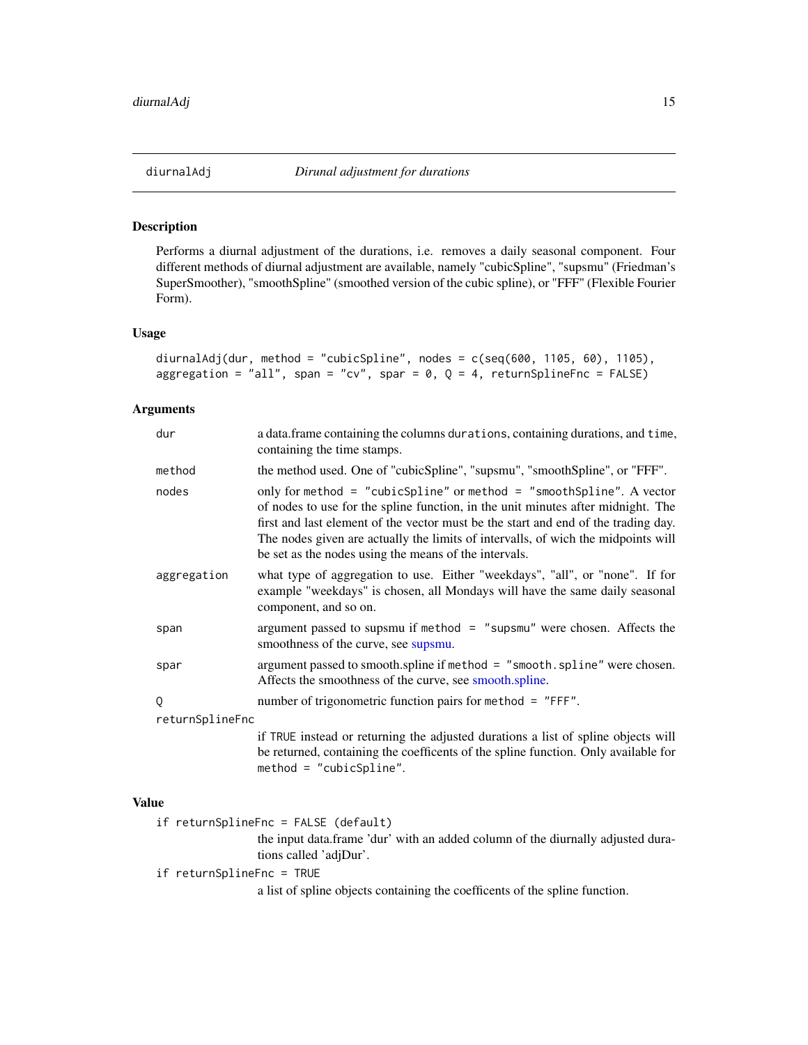# diurnalAdj — *Dirunal adjustment for durations*

## Description

Performs a diurnal adjustment of the durations, i.e. removes a daily seasonal component. Four different methods of diurnal adjustment are available, namely "cubicSpline", "supsmu" (Friedman's SuperSmoother), "smoothSpline" (smoothed version of the cubic spline), or "FFF" (Flexible Fourier Form).

## Usage

```
diurnalAdj(dur, method = "cubicSpline", nodes = c(seq(600, 1105, 60), 1105),
aggregation = "all", span = "cv", spar = 0, Q = 4, returnSplineFnc = FALSE)
```

## Arguments

| Argument | Description |
|---|---|
| `dur` | a data.frame containing the columns `durations`, containing durations, and `time`, containing the time stamps. |
| `method` | the method used. One of "cubicSpline", "supsmu", "smoothSpline", or "FFF". |
| `nodes` | only for `method = "cubicSpline"` or `method = "smoothSpline"`. A vector of nodes to use for the spline function, in the unit minutes after midnight. The first and last element of the vector must be the start and end of the trading day. The nodes given are actually the limits of intervalls, of wich the midpoints will be set as the nodes using the means of the intervals. |
| `aggregation` | what type of aggregation to use. Either "weekdays", "all", or "none". If for example "weekdays" is chosen, all Mondays will have the same daily seasonal component, and so on. |
| `span` | argument passed to supsmu if `method = "supsmu"` were chosen. Affects the smoothness of the curve, see supsmu. |
| `spar` | argument passed to smooth.spline if `method = "smooth.spline"` were chosen. Affects the smoothness of the curve, see smooth.spline. |
| `Q` | number of trigonometric function pairs for `method = "FFF"`. |
| `returnSplineFnc` | if `TRUE` instead or returning the adjusted durations a list of spline objects will be returned, containing the coefficents of the spline function. Only available for `method = "cubicSpline"`. |

## Value

`if returnSplineFnc = FALSE (default)`
: the input data.frame 'dur' with an added column of the diurnally adjusted durations called 'adjDur'.

`if returnSplineFnc = TRUE`
: a list of spline objects containing the coefficents of the spline function.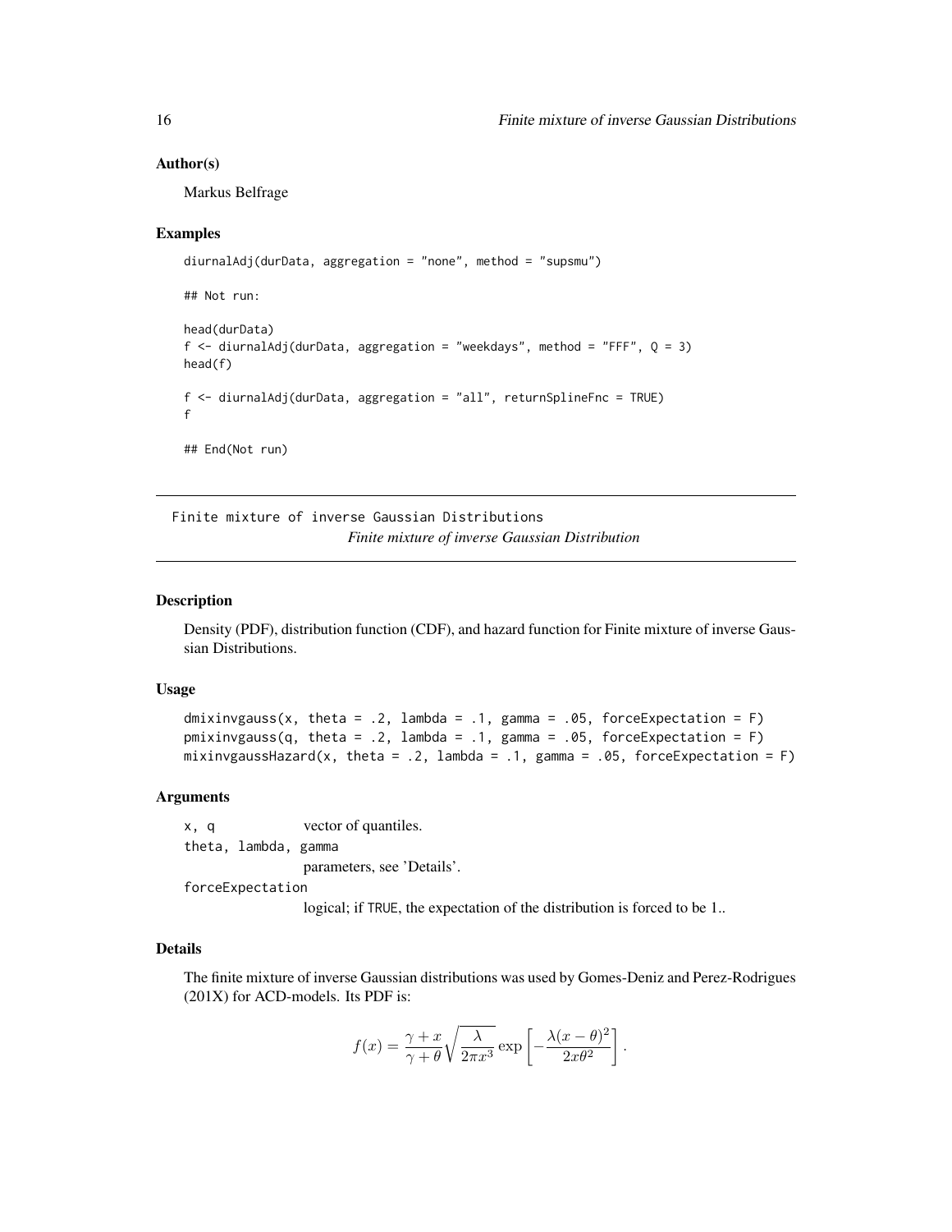### Author(s)

Markus Belfrage

### Examples

```
diurnalAdj(durData, aggregation = "none", method = "supsmu")

## Not run:

head(durData)
f <- diurnalAdj(durData, aggregation = "weekdays", method = "FFF", Q = 3)
head(f)

f <- diurnalAdj(durData, aggregation = "all", returnSplineFnc = TRUE)
f

## End(Not run)
```

---

## Finite mixture of inverse Gaussian Distributions

*Finite mixture of inverse Gaussian Distribution*

---

### Description

Density (PDF), distribution function (CDF), and hazard function for Finite mixture of inverse Gaussian Distributions.

### Usage

```
dmixinvgauss(x, theta = .2, lambda = .1, gamma = .05, forceExpectation = F)
pmixinvgauss(q, theta = .2, lambda = .1, gamma = .05, forceExpectation = F)
mixinvgaussHazard(x, theta = .2, lambda = .1, gamma = .05, forceExpectation = F)
```

### Arguments

| | |
|---|---|
| `x, q` | vector of quantiles. |
| `theta, lambda, gamma` | parameters, see 'Details'. |
| `forceExpectation` | logical; if `TRUE`, the expectation of the distribution is forced to be 1.. |

### Details

The finite mixture of inverse Gaussian distributions was used by Gomes-Deniz and Perez-Rodrigues (201X) for ACD-models. Its PDF is:

$$f(x) = \frac{\gamma + x}{\gamma + \theta} \sqrt{\frac{\lambda}{2\pi x^3}} \exp\left[ -\frac{\lambda (x - \theta)^2}{2x\theta^2} \right].$$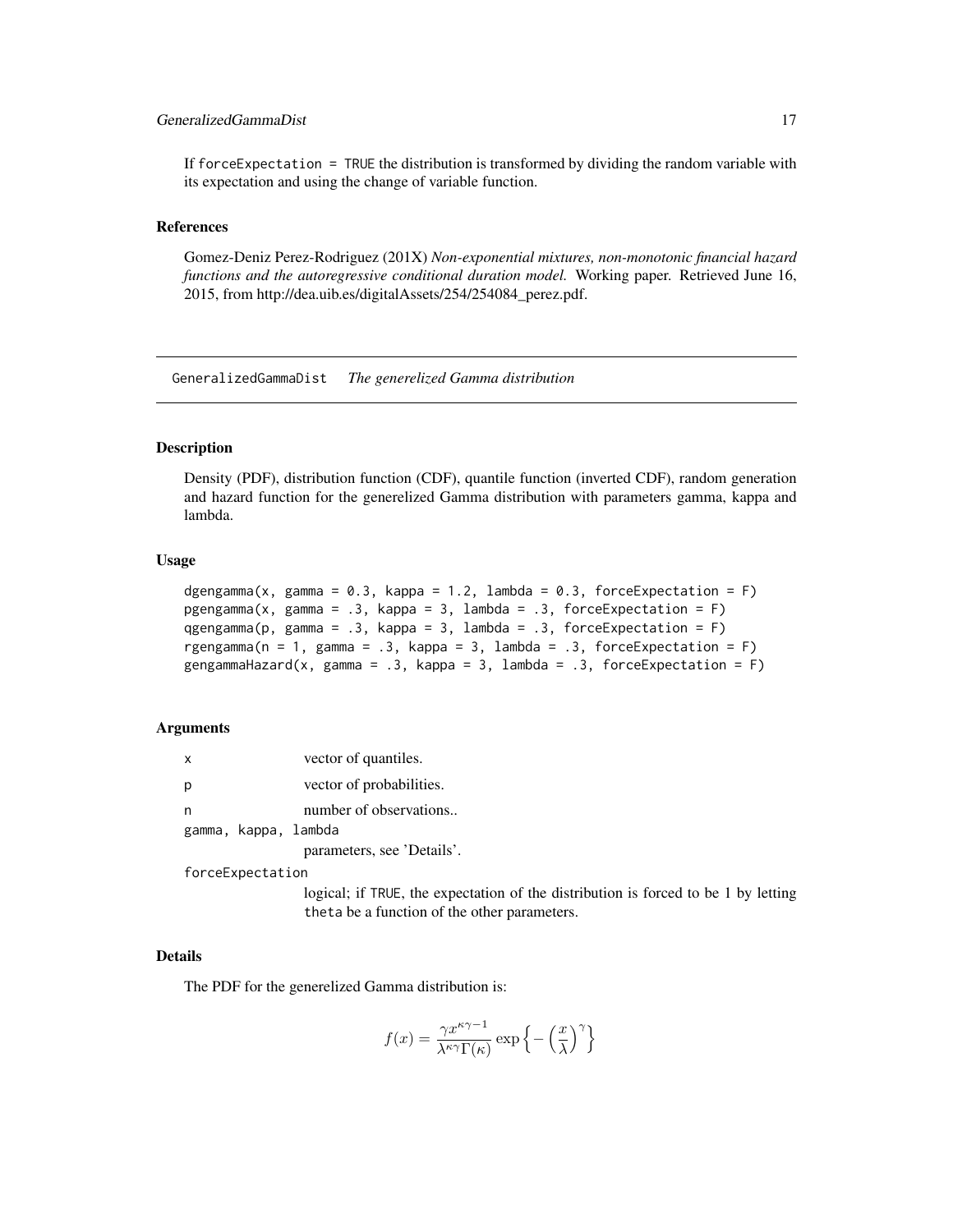If `forceExpectation = TRUE` the distribution is transformed by dividing the random variable with its expectation and using the change of variable function.

### References

Gomez-Deniz Perez-Rodriguez (201X) *Non-exponential mixtures, non-monotonic financial hazard functions and the autoregressive conditional duration model.* Working paper. Retrieved June 16, 2015, from http://dea.uib.es/digitalAssets/254/254084_perez.pdf.

---

## GeneralizedGammaDist — *The generelized Gamma distribution*

### Description

Density (PDF), distribution function (CDF), quantile function (inverted CDF), random generation and hazard function for the generelized Gamma distribution with parameters gamma, kappa and lambda.

### Usage

```
dgengamma(x, gamma = 0.3, kappa = 1.2, lambda = 0.3, forceExpectation = F)
pgengamma(x, gamma = .3, kappa = 3, lambda = .3, forceExpectation = F)
qgengamma(p, gamma = .3, kappa = 3, lambda = .3, forceExpectation = F)
rgengamma(n = 1, gamma = .3, kappa = 3, lambda = .3, forceExpectation = F)
gengammaHazard(x, gamma = .3, kappa = 3, lambda = .3, forceExpectation = F)
```

### Arguments

| | |
|---|---|
| `x` | vector of quantiles. |
| `p` | vector of probabilities. |
| `n` | number of observations.. |
| `gamma, kappa, lambda` | parameters, see 'Details'. |
| `forceExpectation` | logical; if `TRUE`, the expectation of the distribution is forced to be 1 by letting `theta` be a function of the other parameters. |

### Details

The PDF for the generelized Gamma distribution is:

$$f(x) = \frac{\gamma x^{\kappa\gamma - 1}}{\lambda^{\kappa\gamma}\Gamma(\kappa)} \exp\Big\{-\Big(\frac{x}{\lambda}\Big)^{\gamma}\Big\}$$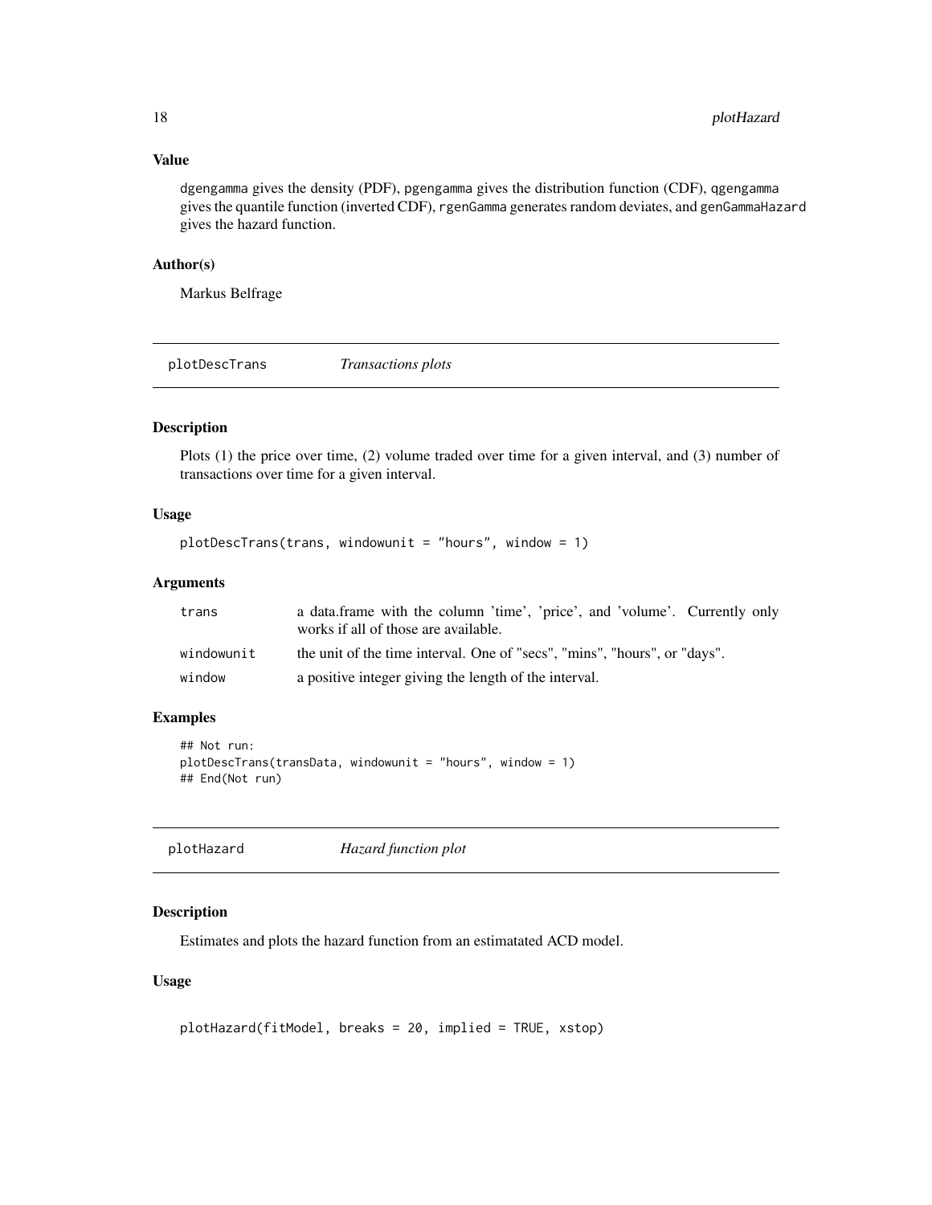## Value

dgengamma gives the density (PDF), pgengamma gives the distribution function (CDF), qgengamma gives the quantile function (inverted CDF), rgenGamma generates random deviates, and genGammaHazard gives the hazard function.

## Author(s)

Markus Belfrage

---

# plotDescTrans *Transactions plots*

## Description

Plots (1) the price over time, (2) volume traded over time for a given interval, and (3) number of transactions over time for a given interval.

## Usage

```
plotDescTrans(trans, windowunit = "hours", window = 1)
```

## Arguments

| | |
|---|---|
| trans | a data.frame with the column 'time', 'price', and 'volume'. Currently only works if all of those are available. |
| windowunit | the unit of the time interval. One of "secs", "mins", "hours", or "days". |
| window | a positive integer giving the length of the interval. |

## Examples

```
## Not run:
plotDescTrans(transData, windowunit = "hours", window = 1)
## End(Not run)
```

---

# plotHazard *Hazard function plot*

## Description

Estimates and plots the hazard function from an estimatated ACD model.

## Usage

```
plotHazard(fitModel, breaks = 20, implied = TRUE, xstop)
```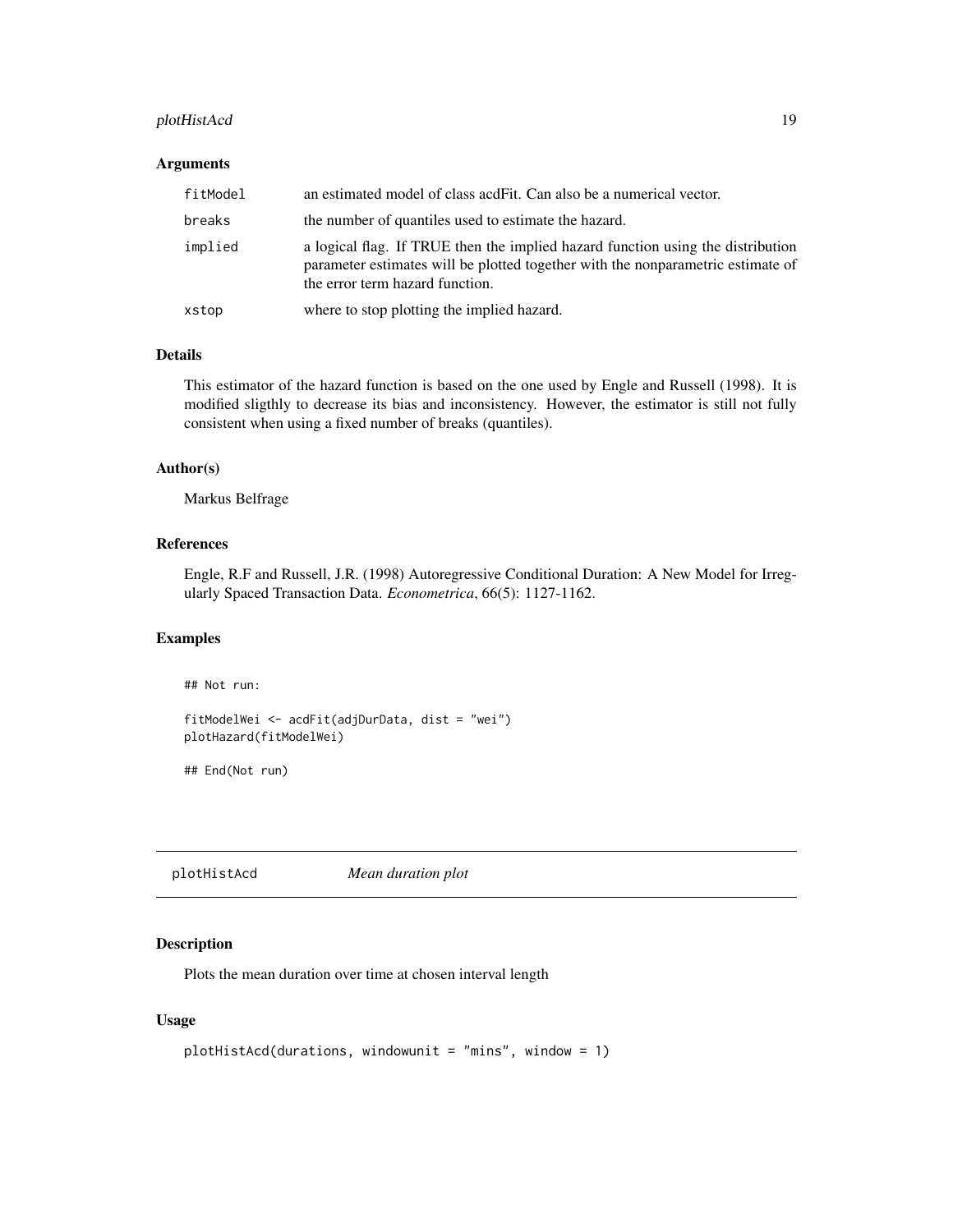### Arguments

| | |
|---|---|
| `fitModel` | an estimated model of class acdFit. Can also be a numerical vector. |
| `breaks` | the number of quantiles used to estimate the hazard. |
| `implied` | a logical flag. If TRUE then the implied hazard function using the distribution parameter estimates will be plotted together with the nonparametric estimate of the error term hazard function. |
| `xstop` | where to stop plotting the implied hazard. |

### Details

This estimator of the hazard function is based on the one used by Engle and Russell (1998). It is modified sligthly to decrease its bias and inconsistency. However, the estimator is still not fully consistent when using a fixed number of breaks (quantiles).

### Author(s)

Markus Belfrage

### References

Engle, R.F and Russell, J.R. (1998) Autoregressive Conditional Duration: A New Model for Irregularly Spaced Transaction Data. *Econometrica*, 66(5): 1127-1162.

### Examples

```
## Not run:

fitModelWei <- acdFit(adjDurData, dist = "wei")
plotHazard(fitModelWei)

## End(Not run)
```

---

## plotHistAcd *Mean duration plot*

---

### Description

Plots the mean duration over time at chosen interval length

### Usage

```
plotHistAcd(durations, windowunit = "mins", window = 1)
```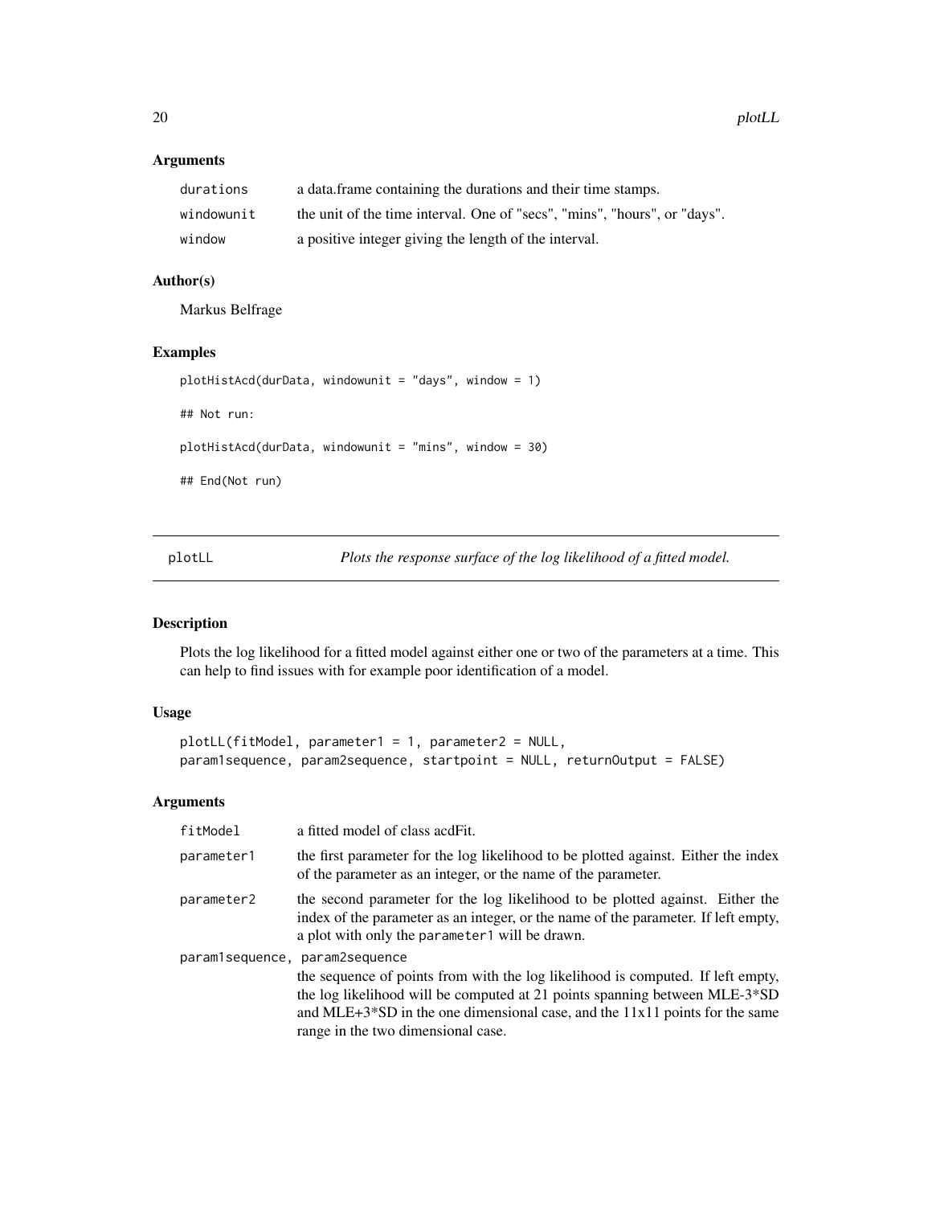### Arguments

| | |
|---|---|
| durations | a data.frame containing the durations and their time stamps. |
| windowunit | the unit of the time interval. One of "secs", "mins", "hours", or "days". |
| window | a positive integer giving the length of the interval. |

### Author(s)

Markus Belfrage

### Examples

```
plotHistAcd(durData, windowunit = "days", window = 1)

## Not run:

plotHistAcd(durData, windowunit = "mins", window = 30)

## End(Not run)
```

---

## plotLL *Plots the response surface of the log likelihood of a fitted model.*

### Description

Plots the log likelihood for a fitted model against either one or two of the parameters at a time. This can help to find issues with for example poor identification of a model.

### Usage

```
plotLL(fitModel, parameter1 = 1, parameter2 = NULL,
param1sequence, param2sequence, startpoint = NULL, returnOutput = FALSE)
```

### Arguments

| | |
|---|---|
| fitModel | a fitted model of class acdFit. |
| parameter1 | the first parameter for the log likelihood to be plotted against. Either the index of the parameter as an integer, or the name of the parameter. |
| parameter2 | the second parameter for the log likelihood to be plotted against. Either the index of the parameter as an integer, or the name of the parameter. If left empty, a plot with only the parameter1 will be drawn. |
| param1sequence, param2sequence | the sequence of points from with the log likelihood is computed. If left empty, the log likelihood will be computed at 21 points spanning between MLE-3*SD and MLE+3*SD in the one dimensional case, and the 11x11 points for the same range in the two dimensional case. |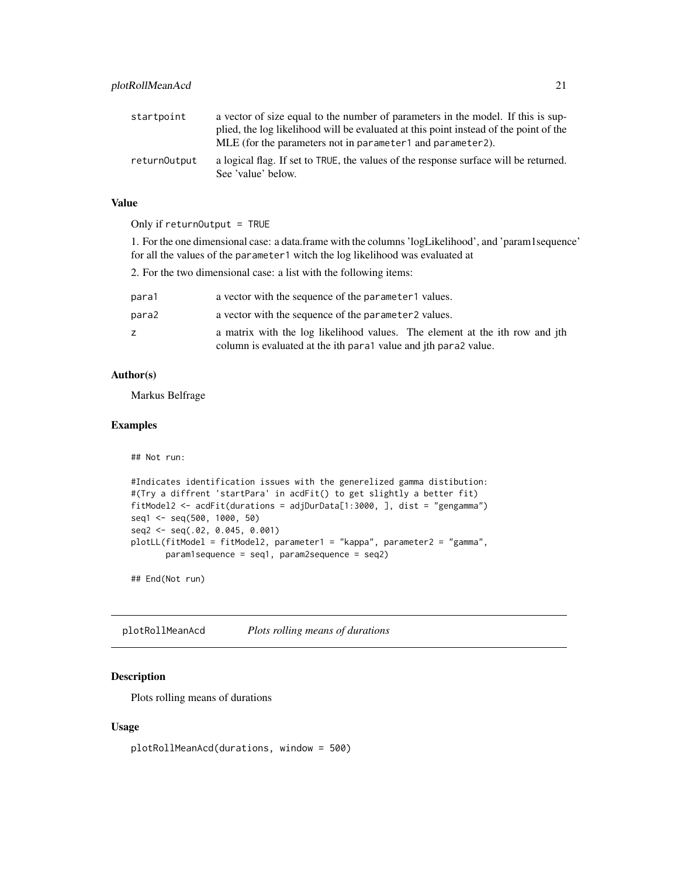| | |
|---|---|
| startpoint | a vector of size equal to the number of parameters in the model. If this is supplied, the log likelihood will be evaluated at this point instead of the point of the MLE (for the parameters not in parameter1 and parameter2). |
| returnOutput | a logical flag. If set to TRUE, the values of the response surface will be returned. See 'value' below. |

### Value

Only if returnOutput = TRUE

1. For the one dimensional case: a data.frame with the columns 'logLikelihood', and 'param1sequence' for all the values of the parameter1 witch the log likelihood was evaluated at

2. For the two dimensional case: a list with the following items:

| | |
|---|---|
| para1 | a vector with the sequence of the parameter1 values. |
| para2 | a vector with the sequence of the parameter2 values. |
| z | a matrix with the log likelihood values. The element at the ith row and jth column is evaluated at the ith para1 value and jth para2 value. |

### Author(s)

Markus Belfrage

### Examples

```
## Not run:

#Indicates identification issues with the generelized gamma distibution:
#(Try a diffrent 'startPara' in acdFit() to get slightly a better fit)
fitModel2 <- acdFit(durations = adjDurData[1:3000, ], dist = "gengamma")
seq1 <- seq(500, 1000, 50)
seq2 <- seq(.02, 0.045, 0.001)
plotLL(fitModel = fitModel2, parameter1 = "kappa", parameter2 = "gamma",
       param1sequence = seq1, param2sequence = seq2)

## End(Not run)
```

## plotRollMeanAcd *Plots rolling means of durations*

### Description

Plots rolling means of durations

### Usage

```
plotRollMeanAcd(durations, window = 500)
```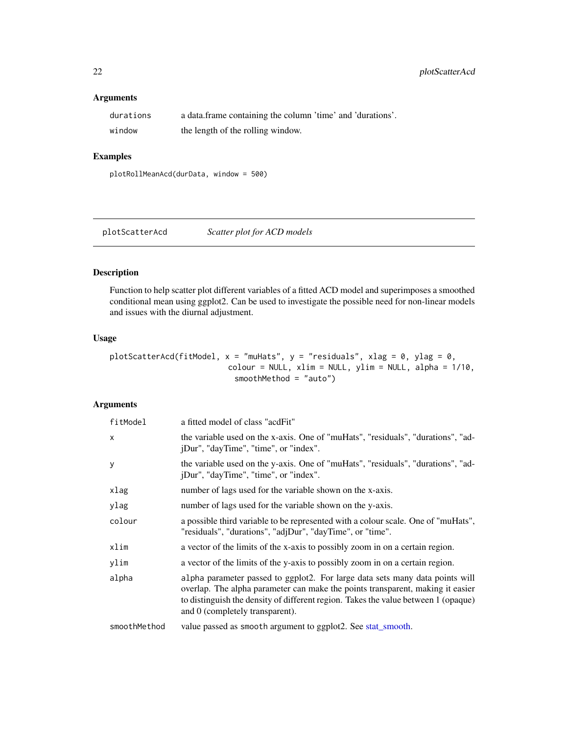### Arguments

| | |
|---|---|
| durations | a data.frame containing the column 'time' and 'durations'. |
| window | the length of the rolling window. |

### Examples

```
plotRollMeanAcd(durData, window = 500)
```

## plotScatterAcd *Scatter plot for ACD models*

### Description

Function to help scatter plot different variables of a fitted ACD model and superimposes a smoothed conditional mean using ggplot2. Can be used to investigate the possible need for non-linear models and issues with the diurnal adjustment.

### Usage

```
plotScatterAcd(fitModel, x = "muHats", y = "residuals", xlag = 0, ylag = 0,
                          colour = NULL, xlim = NULL, ylim = NULL, alpha = 1/10,
                            smoothMethod = "auto")
```

### Arguments

| | |
|---|---|
| fitModel | a fitted model of class "acdFit" |
| x | the variable used on the x-axis. One of "muHats", "residuals", "durations", "adjDur", "dayTime", "time", or "index". |
| y | the variable used on the y-axis. One of "muHats", "residuals", "durations", "adjDur", "dayTime", "time", or "index". |
| xlag | number of lags used for the variable shown on the x-axis. |
| ylag | number of lags used for the variable shown on the y-axis. |
| colour | a possible third variable to be represented with a colour scale. One of "muHats", "residuals", "durations", "adjDur", "dayTime", or "time". |
| xlim | a vector of the limits of the x-axis to possibly zoom in on a certain region. |
| ylim | a vector of the limits of the y-axis to possibly zoom in on a certain region. |
| alpha | alpha parameter passed to ggplot2. For large data sets many data points will overlap. The alpha parameter can make the points transparent, making it easier to distinguish the density of different region. Takes the value between 1 (opaque) and 0 (completely transparent). |
| smoothMethod | value passed as smooth argument to ggplot2. See stat_smooth. |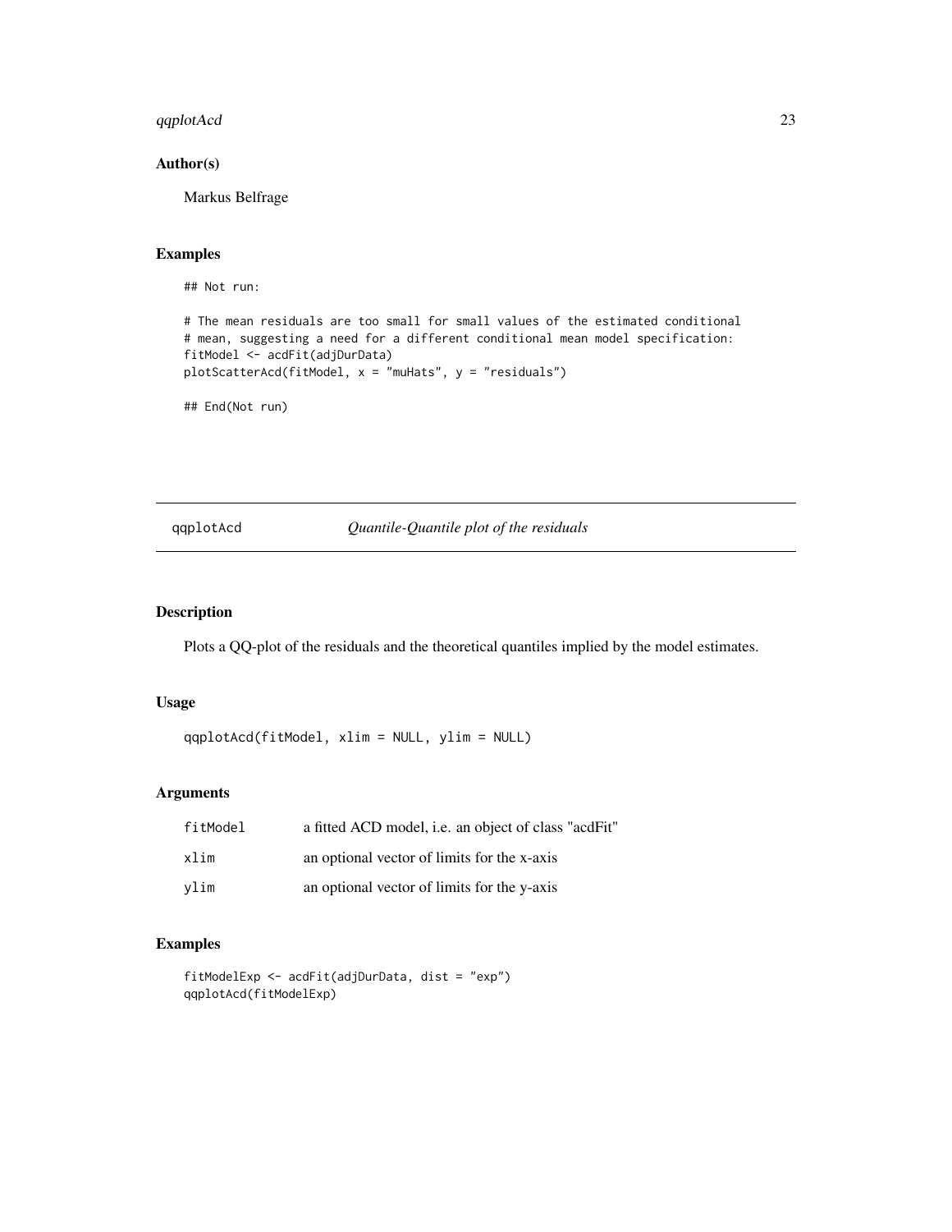### Author(s)

Markus Belfrage

### Examples

```
## Not run:

# The mean residuals are too small for small values of the estimated conditional
# mean, suggesting a need for a different conditional mean model specification:
fitModel <- acdFit(adjDurData)
plotScatterAcd(fitModel, x = "muHats", y = "residuals")

## End(Not run)
```

---

## qqplotAcd — *Quantile-Quantile plot of the residuals*

---

### Description

Plots a QQ-plot of the residuals and the theoretical quantiles implied by the model estimates.

### Usage

```
qqplotAcd(fitModel, xlim = NULL, ylim = NULL)
```

### Arguments

| | |
|---|---|
| fitModel | a fitted ACD model, i.e. an object of class "acdFit" |
| xlim | an optional vector of limits for the x-axis |
| ylim | an optional vector of limits for the y-axis |

### Examples

```
fitModelExp <- acdFit(adjDurData, dist = "exp")
qqplotAcd(fitModelExp)
```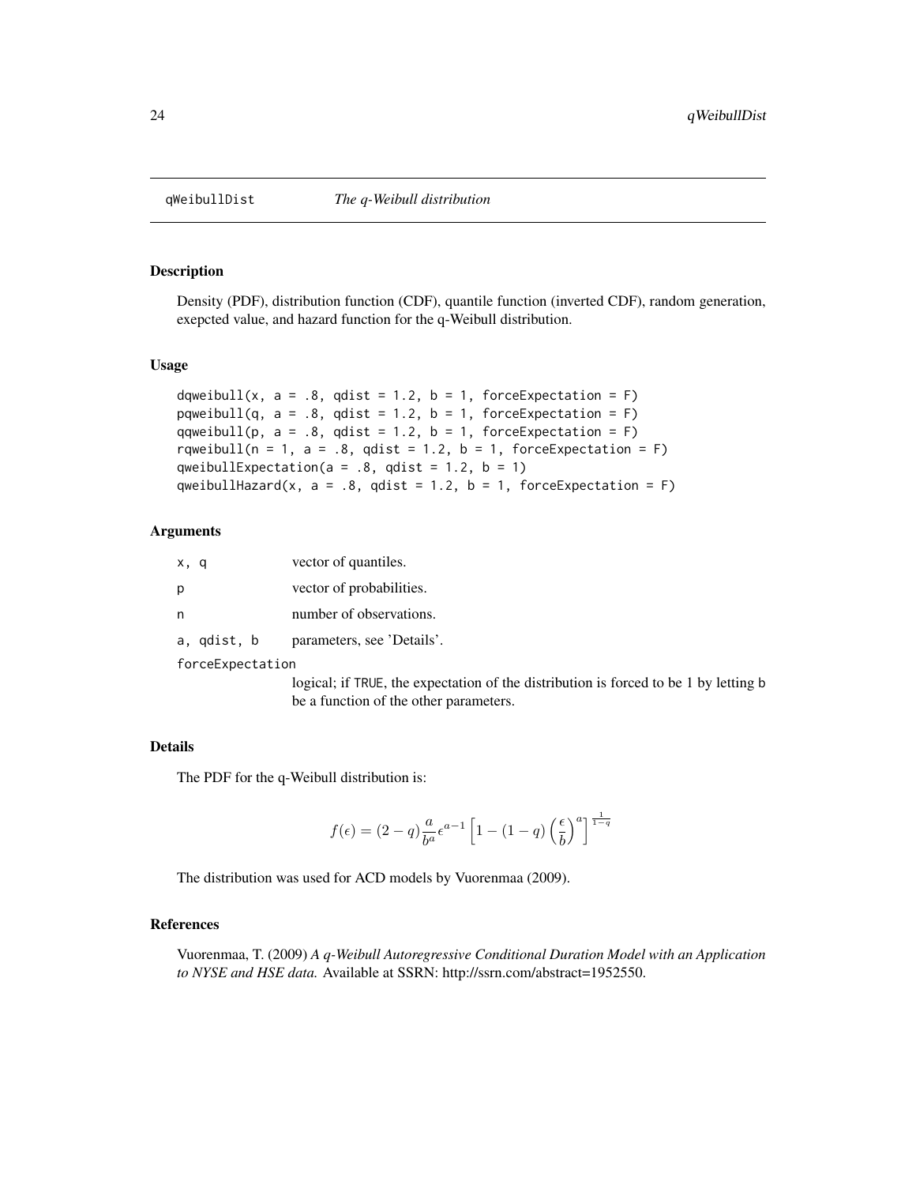# qWeibullDist *The q-Weibull distribution*

## Description

Density (PDF), distribution function (CDF), quantile function (inverted CDF), random generation, exepcted value, and hazard function for the q-Weibull distribution.

## Usage

```
dqweibull(x, a = .8, qdist = 1.2, b = 1, forceExpectation = F)
pqweibull(q, a = .8, qdist = 1.2, b = 1, forceExpectation = F)
qqweibull(p, a = .8, qdist = 1.2, b = 1, forceExpectation = F)
rqweibull(n = 1, a = .8, qdist = 1.2, b = 1, forceExpectation = F)
qweibullExpectation(a = .8, qdist = 1.2, b = 1)
qweibullHazard(x, a = .8, qdist = 1.2, b = 1, forceExpectation = F)
```

## Arguments

| | |
|---|---|
| `x, q` | vector of quantiles. |
| `p` | vector of probabilities. |
| `n` | number of observations. |
| `a, qdist, b` | parameters, see 'Details'. |
| `forceExpectation` | logical; if `TRUE`, the expectation of the distribution is forced to be 1 by letting `b` be a function of the other parameters. |

## Details

The PDF for the q-Weibull distribution is:

$$f(\epsilon) = (2-q)\frac{a}{b^a}\epsilon^{a-1}\left[1-(1-q)\left(\frac{\epsilon}{b}\right)^a\right]^{\frac{1}{1-q}}$$

The distribution was used for ACD models by Vuorenmaa (2009).

## References

Vuorenmaa, T. (2009) *A q-Weibull Autoregressive Conditional Duration Model with an Application to NYSE and HSE data.* Available at SSRN: http://ssrn.com/abstract=1952550.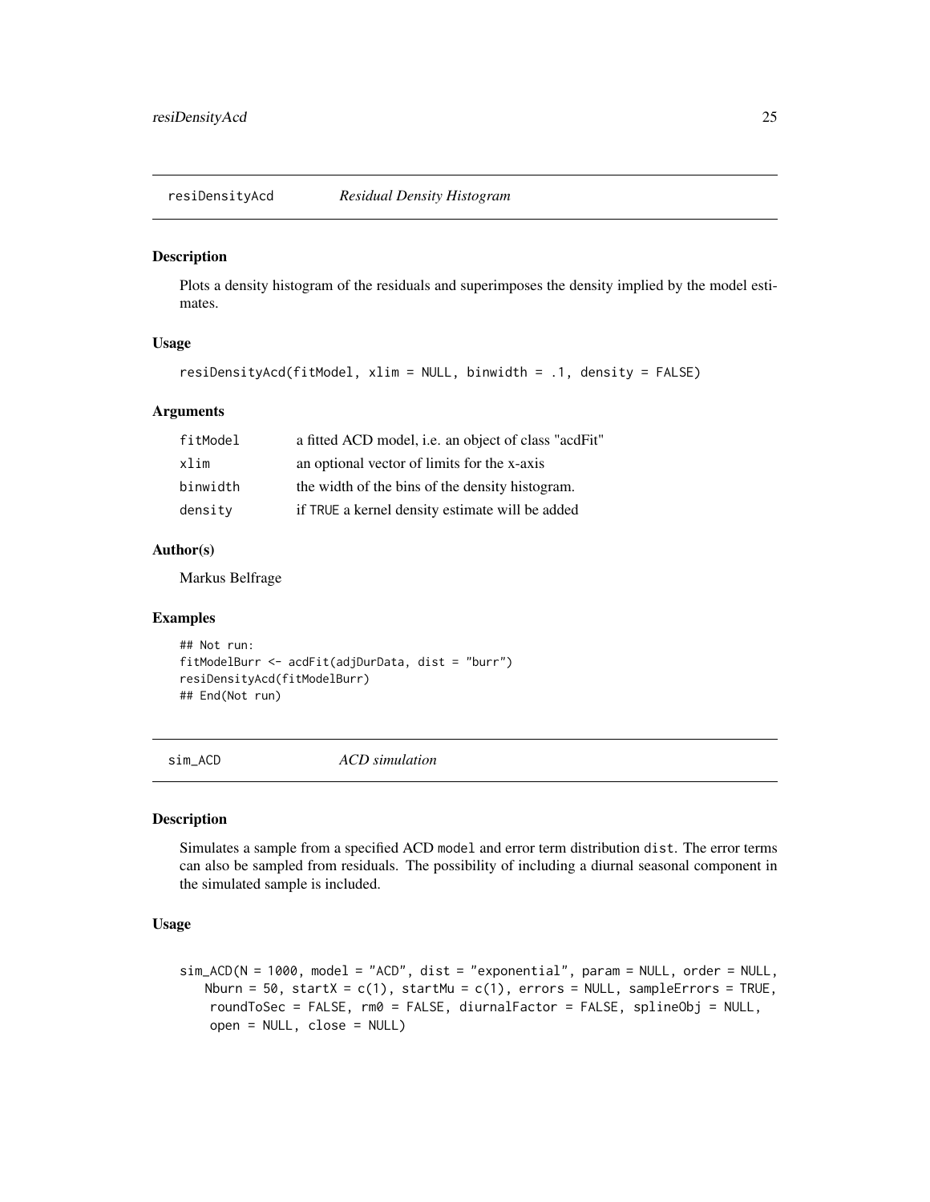## resiDensityAcd *Residual Density Histogram*

### Description

Plots a density histogram of the residuals and superimposes the density implied by the model estimates.

### Usage

```
resiDensityAcd(fitModel, xlim = NULL, binwidth = .1, density = FALSE)
```

### Arguments

| | |
|---|---|
| fitModel | a fitted ACD model, i.e. an object of class "acdFit" |
| xlim | an optional vector of limits for the x-axis |
| binwidth | the width of the bins of the density histogram. |
| density | if TRUE a kernel density estimate will be added |

### Author(s)

Markus Belfrage

### Examples

```
## Not run:
fitModelBurr <- acdFit(adjDurData, dist = "burr")
resiDensityAcd(fitModelBurr)
## End(Not run)
```

## sim_ACD *ACD simulation*

### Description

Simulates a sample from a specified ACD model and error term distribution dist. The error terms can also be sampled from residuals. The possibility of including a diurnal seasonal component in the simulated sample is included.

### Usage

```
sim_ACD(N = 1000, model = "ACD", dist = "exponential", param = NULL, order = NULL,
    Nburn = 50, startX = c(1), startMu = c(1), errors = NULL, sampleErrors = TRUE,
     roundToSec = FALSE, rm0 = FALSE, diurnalFactor = FALSE, splineObj = NULL,
     open = NULL, close = NULL)
```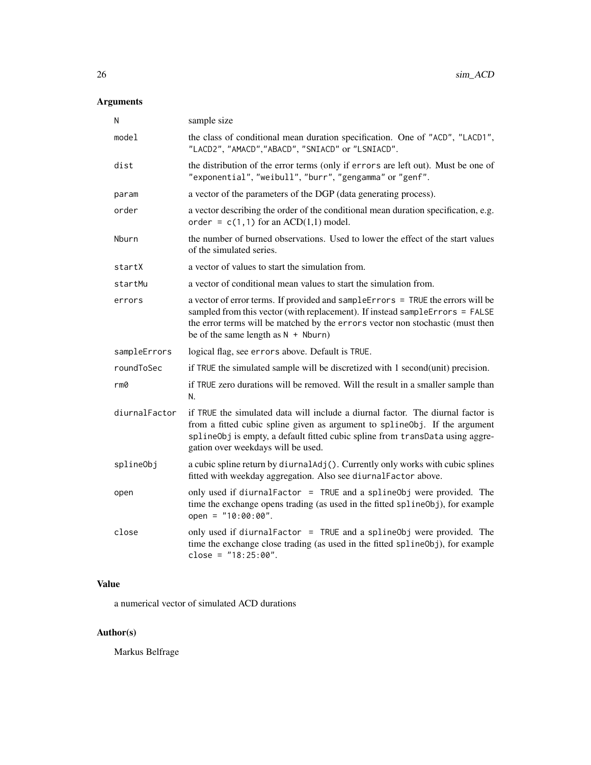## Arguments

| | |
|---|---|
| N | sample size |
| model | the class of conditional mean duration specification. One of "ACD", "LACD1", "LACD2", "AMACD","ABACD", "SNIACD" or "LSNIACD". |
| dist | the distribution of the error terms (only if errors are left out). Must be one of "exponential", "weibull", "burr", "gengamma" or "genf". |
| param | a vector of the parameters of the DGP (data generating process). |
| order | a vector describing the order of the conditional mean duration specification, e.g. order = c(1,1) for an ACD(1,1) model. |
| Nburn | the number of burned observations. Used to lower the effect of the start values of the simulated series. |
| startX | a vector of values to start the simulation from. |
| startMu | a vector of conditional mean values to start the simulation from. |
| errors | a vector of error terms. If provided and sampleErrors = TRUE the errors will be sampled from this vector (with replacement). If instead sampleErrors = FALSE the error terms will be matched by the errors vector non stochastic (must then be of the same length as N + Nburn) |
| sampleErrors | logical flag, see errors above. Default is TRUE. |
| roundToSec | if TRUE the simulated sample will be discretized with 1 second(unit) precision. |
| rm0 | if TRUE zero durations will be removed. Will the result in a smaller sample than N. |
| diurnalFactor | if TRUE the simulated data will include a diurnal factor. The diurnal factor is from a fitted cubic spline given as argument to splineObj. If the argument splineObj is empty, a default fitted cubic spline from transData using aggregation over weekdays will be used. |
| splineObj | a cubic spline return by diurnalAdj(). Currently only works with cubic splines fitted with weekday aggregation. Also see diurnalFactor above. |
| open | only used if diurnalFactor = TRUE and a splineObj were provided. The time the exchange opens trading (as used in the fitted splineObj), for example open = "10:00:00". |
| close | only used if diurnalFactor = TRUE and a splineObj were provided. The time the exchange close trading (as used in the fitted splineObj), for example close = "18:25:00". |

## Value

a numerical vector of simulated ACD durations

## Author(s)

Markus Belfrage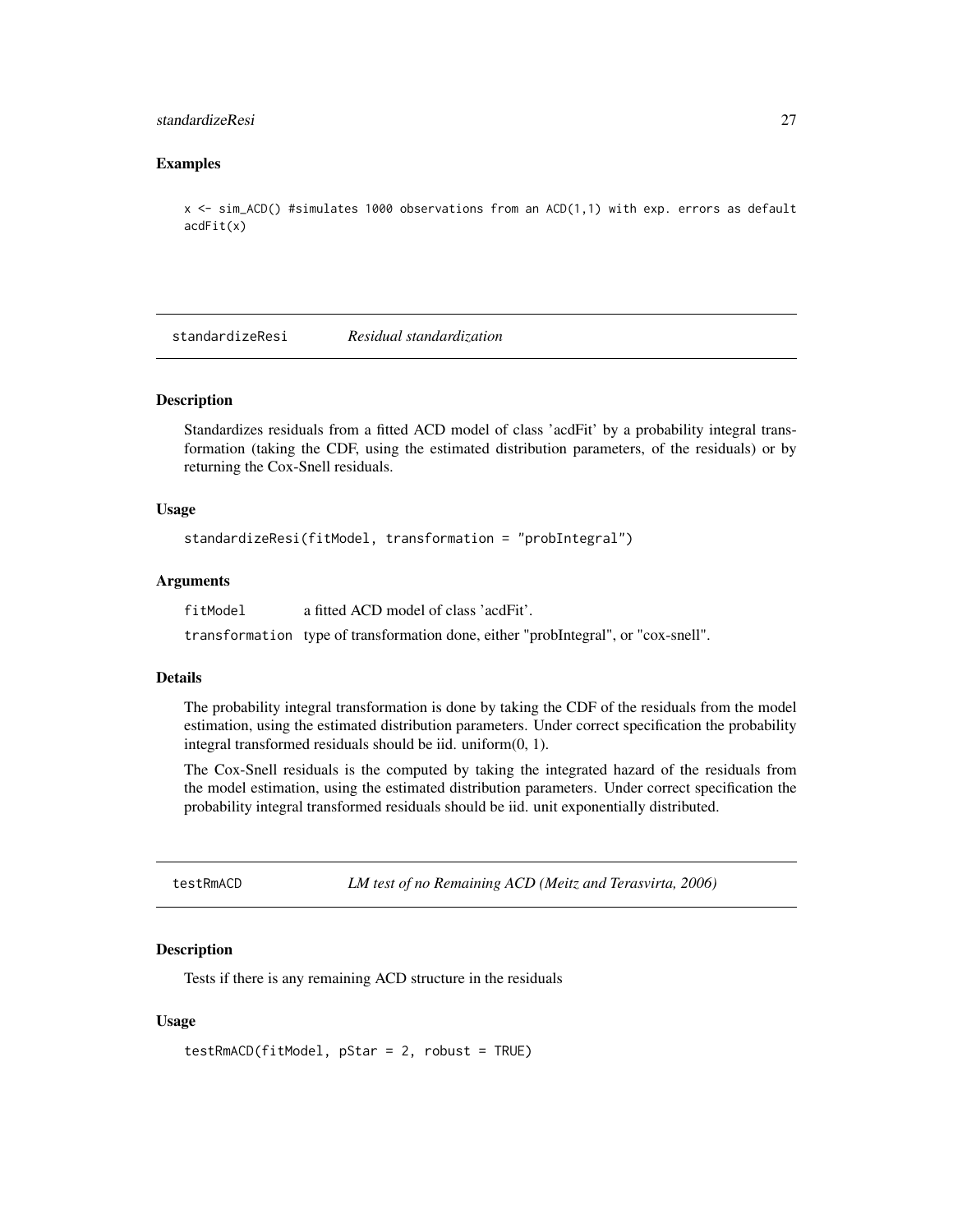### Examples

```
x <- sim_ACD() #simulates 1000 observations from an ACD(1,1) with exp. errors as default
acdFit(x)
```

## standardizeResi *Residual standardization*

### Description

Standardizes residuals from a fitted ACD model of class 'acdFit' by a probability integral transformation (taking the CDF, using the estimated distribution parameters, of the residuals) or by returning the Cox-Snell residuals.

### Usage

```
standardizeResi(fitModel, transformation = "probIntegral")
```

### Arguments

| | |
|---|---|
| fitModel | a fitted ACD model of class 'acdFit'. |
| transformation | type of transformation done, either "probIntegral", or "cox-snell". |

### Details

The probability integral transformation is done by taking the CDF of the residuals from the model estimation, using the estimated distribution parameters. Under correct specification the probability integral transformed residuals should be iid. uniform(0, 1).

The Cox-Snell residuals is the computed by taking the integrated hazard of the residuals from the model estimation, using the estimated distribution parameters. Under correct specification the probability integral transformed residuals should be iid. unit exponentially distributed.

## testRmACD *LM test of no Remaining ACD (Meitz and Terasvirta, 2006)*

### Description

Tests if there is any remaining ACD structure in the residuals

### Usage

```
testRmACD(fitModel, pStar = 2, robust = TRUE)
```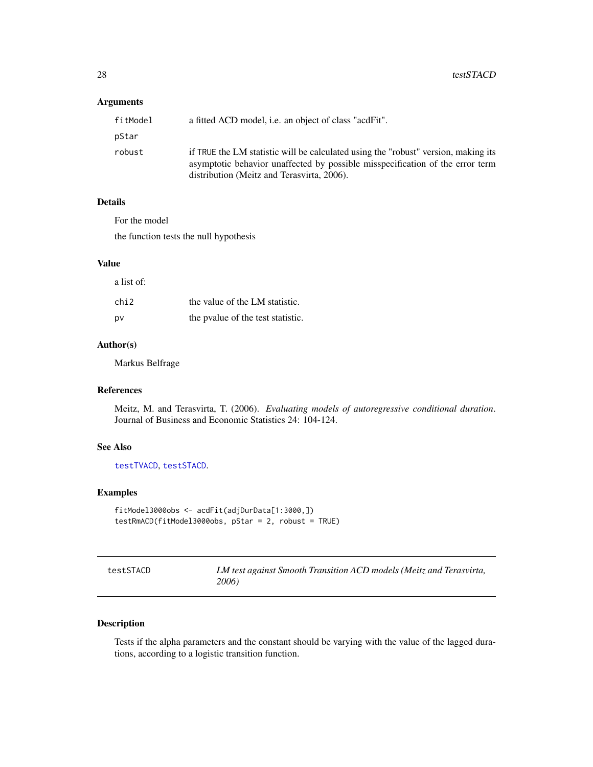### Arguments

| | |
|---|---|
| fitModel | a fitted ACD model, i.e. an object of class "acdFit". |
| pStar | |
| robust | if TRUE the LM statistic will be calculated using the "robust" version, making its asymptotic behavior unaffected by possible misspecification of the error term distribution (Meitz and Terasvirta, 2006). |

### Details

For the model

the function tests the null hypothesis

### Value

a list of:

| | |
|---|---|
| chi2 | the value of the LM statistic. |
| pv | the pvalue of the test statistic. |

### Author(s)

Markus Belfrage

### References

Meitz, M. and Terasvirta, T. (2006). *Evaluating models of autoregressive conditional duration*. Journal of Business and Economic Statistics 24: 104-124.

### See Also

testTVACD, testSTACD.

### Examples

```
fitModel3000obs <- acdFit(adjDurData[1:3000,])
testRmACD(fitModel3000obs, pStar = 2, robust = TRUE)
```

---

## testSTACD — *LM test against Smooth Transition ACD models (Meitz and Terasvirta, 2006)*

---

### Description

Tests if the alpha parameters and the constant should be varying with the value of the lagged durations, according to a logistic transition function.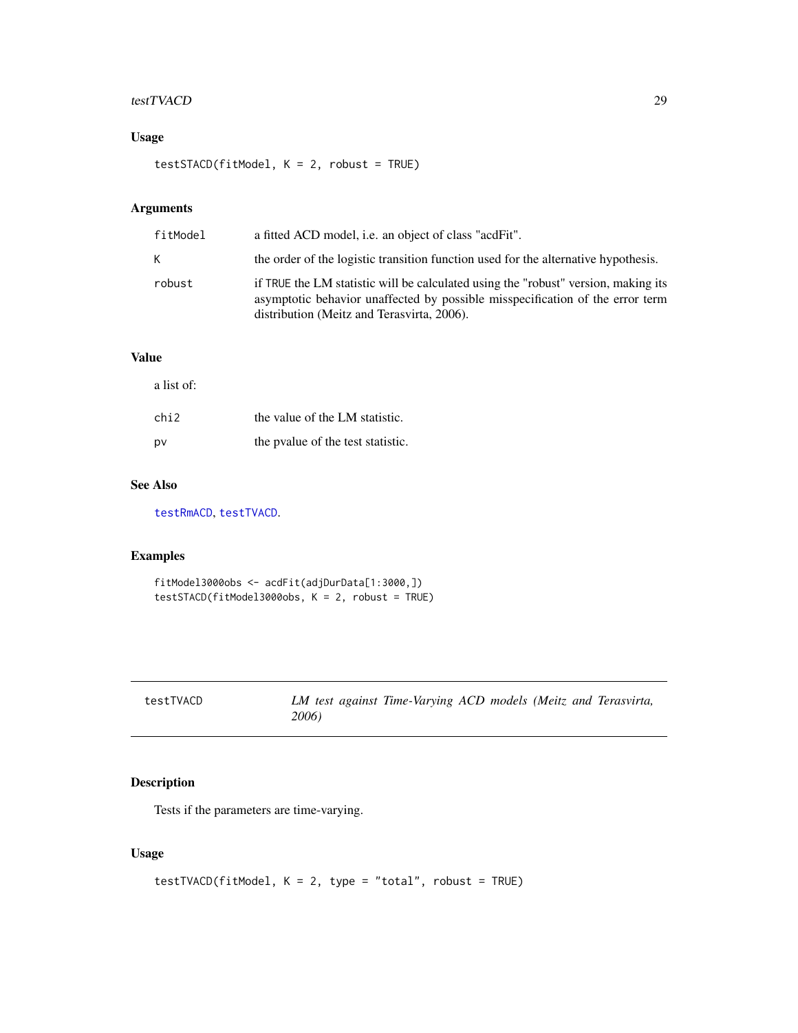### Usage

```
testSTACD(fitModel, K = 2, robust = TRUE)
```

### Arguments

| | |
|---|---|
| fitModel | a fitted ACD model, i.e. an object of class "acdFit". |
| K | the order of the logistic transition function used for the alternative hypothesis. |
| robust | if TRUE the LM statistic will be calculated using the "robust" version, making its asymptotic behavior unaffected by possible misspecification of the error term distribution (Meitz and Terasvirta, 2006). |

### Value

a list of:

| | |
|---|---|
| chi2 | the value of the LM statistic. |
| pv | the pvalue of the test statistic. |

### See Also

testRmACD, testTVACD.

### Examples

```
fitModel3000obs <- acdFit(adjDurData[1:3000,])
testSTACD(fitModel3000obs, K = 2, robust = TRUE)
```

---

## testTVACD — *LM test against Time-Varying ACD models (Meitz and Terasvirta, 2006)*

---

### Description

Tests if the parameters are time-varying.

### Usage

```
testTVACD(fitModel, K = 2, type = "total", robust = TRUE)
```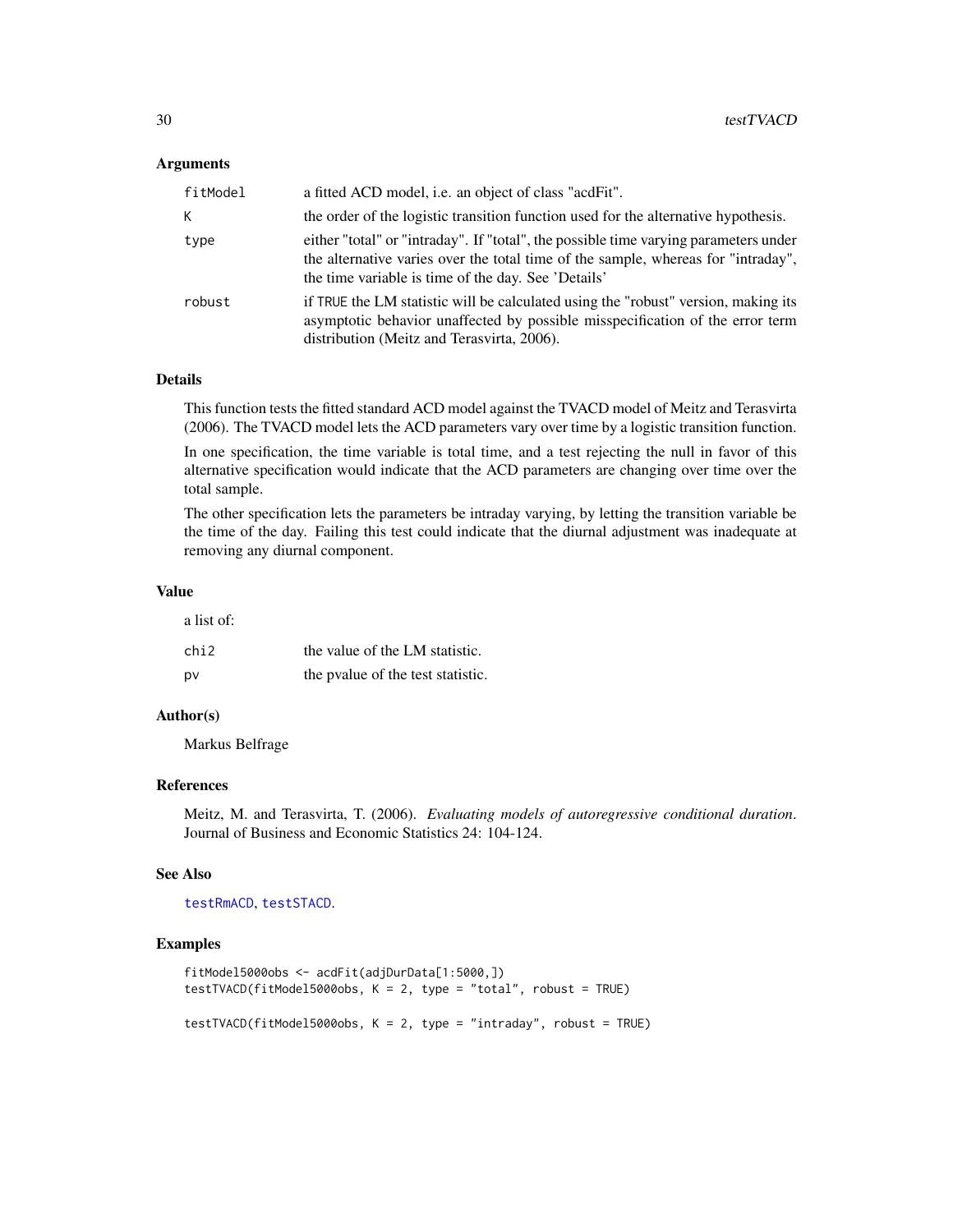### Arguments

| | |
|---|---|
| `fitModel` | a fitted ACD model, i.e. an object of class "acdFit". |
| `K` | the order of the logistic transition function used for the alternative hypothesis. |
| `type` | either "total" or "intraday". If "total", the possible time varying parameters under the alternative varies over the total time of the sample, whereas for "intraday", the time variable is time of the day. See 'Details' |
| `robust` | if `TRUE` the LM statistic will be calculated using the "robust" version, making its asymptotic behavior unaffected by possible misspecification of the error term distribution (Meitz and Terasvirta, 2006). |

### Details

This function tests the fitted standard ACD model against the TVACD model of Meitz and Terasvirta (2006). The TVACD model lets the ACD parameters vary over time by a logistic transition function.

In one specification, the time variable is total time, and a test rejecting the null in favor of this alternative specification would indicate that the ACD parameters are changing over time over the total sample.

The other specification lets the parameters be intraday varying, by letting the transition variable be the time of the day. Failing this test could indicate that the diurnal adjustment was inadequate at removing any diurnal component.

### Value

a list of:

| | |
|---|---|
| `chi2` | the value of the LM statistic. |
| `pv` | the pvalue of the test statistic. |

### Author(s)

Markus Belfrage

### References

Meitz, M. and Terasvirta, T. (2006). *Evaluating models of autoregressive conditional duration*. Journal of Business and Economic Statistics 24: 104-124.

### See Also

`testRmACD`, `testSTACD`.

### Examples

```
fitModel5000obs <- acdFit(adjDurData[1:5000,])
testTVACD(fitModel5000obs, K = 2, type = "total", robust = TRUE)

testTVACD(fitModel5000obs, K = 2, type = "intraday", robust = TRUE)
```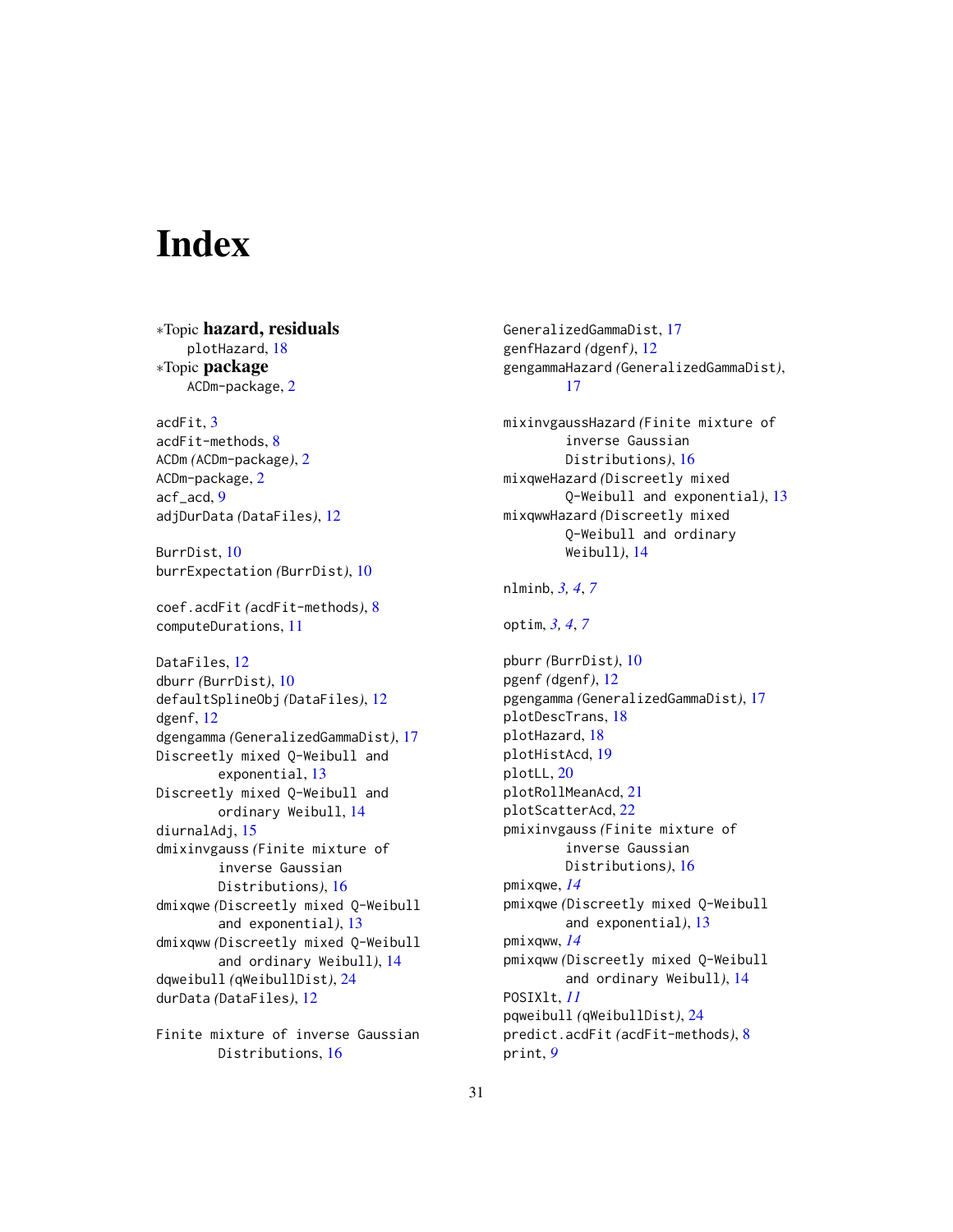# Index

∗Topic **hazard, residuals**
plotHazard, 18
∗Topic **package**
ACDm-package, 2

acdFit, 3
acdFit-methods, 8
ACDm (ACDm-package), 2
ACDm-package, 2
acf_acd, 9
adjDurData (DataFiles), 12

BurrDist, 10
burrExpectation (BurrDist), 10

coef.acdFit (acdFit-methods), 8
computeDurations, 11

DataFiles, 12
dburr (BurrDist), 10
defaultSplineObj (DataFiles), 12
dgenf, 12
dgengamma (GeneralizedGammaDist), 17
Discreetly mixed Q-Weibull and exponential, 13
Discreetly mixed Q-Weibull and ordinary Weibull, 14
diurnalAdj, 15
dmixinvgauss (Finite mixture of inverse Gaussian Distributions), 16
dmixqwe (Discreetly mixed Q-Weibull and exponential), 13
dmixqww (Discreetly mixed Q-Weibull and ordinary Weibull), 14
dqweibull (qWeibullDist), 24
durData (DataFiles), 12

Finite mixture of inverse Gaussian Distributions, 16

GeneralizedGammaDist, 17
genfHazard (dgenf), 12
gengammaHazard (GeneralizedGammaDist), 17

mixinvgaussHazard (Finite mixture of inverse Gaussian Distributions), 16
mixqweHazard (Discreetly mixed Q-Weibull and exponential), 13
mixqwwHazard (Discreetly mixed Q-Weibull and ordinary Weibull), 14

nlminb, *3, 4, 7*

optim, *3, 4, 7*

pburr (BurrDist), 10
pgenf (dgenf), 12
pgengamma (GeneralizedGammaDist), 17
plotDescTrans, 18
plotHazard, 18
plotHistAcd, 19
plotLL, 20
plotRollMeanAcd, 21
plotScatterAcd, 22
pmixinvgauss (Finite mixture of inverse Gaussian Distributions), 16
pmixqwe, *14*
pmixqwe (Discreetly mixed Q-Weibull and exponential), 13
pmixqww, *14*
pmixqww (Discreetly mixed Q-Weibull and ordinary Weibull), 14
POSIXlt, *11*
pqweibull (qWeibullDist), 24
predict.acdFit (acdFit-methods), 8
print, *9*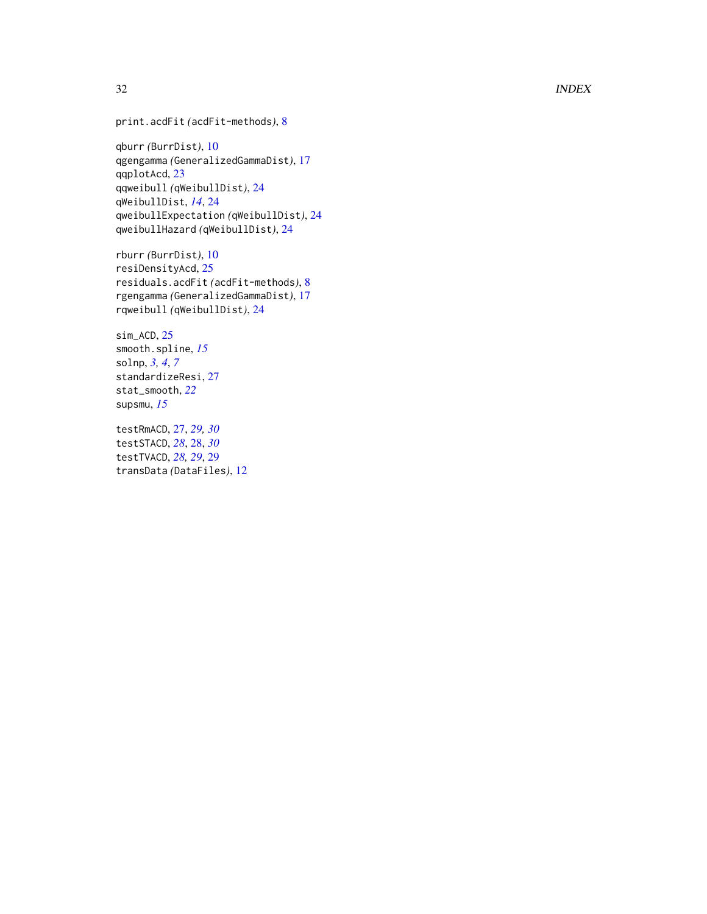print.acdFit *(*acdFit-methods*)*, 8

qburr *(*BurrDist*)*, 10
qgengamma *(*GeneralizedGammaDist*)*, 17
qqplotAcd, 23
qqweibull *(*qWeibullDist*)*, 24
qWeibullDist, *14*, 24
qweibullExpectation *(*qWeibullDist*)*, 24
qweibullHazard *(*qWeibullDist*)*, 24

rburr *(*BurrDist*)*, 10
resiDensityAcd, 25
residuals.acdFit *(*acdFit-methods*)*, 8
rgengamma *(*GeneralizedGammaDist*)*, 17
rqweibull *(*qWeibullDist*)*, 24

sim_ACD, 25
smooth.spline, *15*
solnp, *3, 4*, *7*
standardizeResi, 27
stat_smooth, *22*
supsmu, *15*

testRmACD, 27, *29, 30*
testSTACD, *28*, 28, *30*
testTVACD, *28, 29*, 29
transData *(*DataFiles*)*, 12